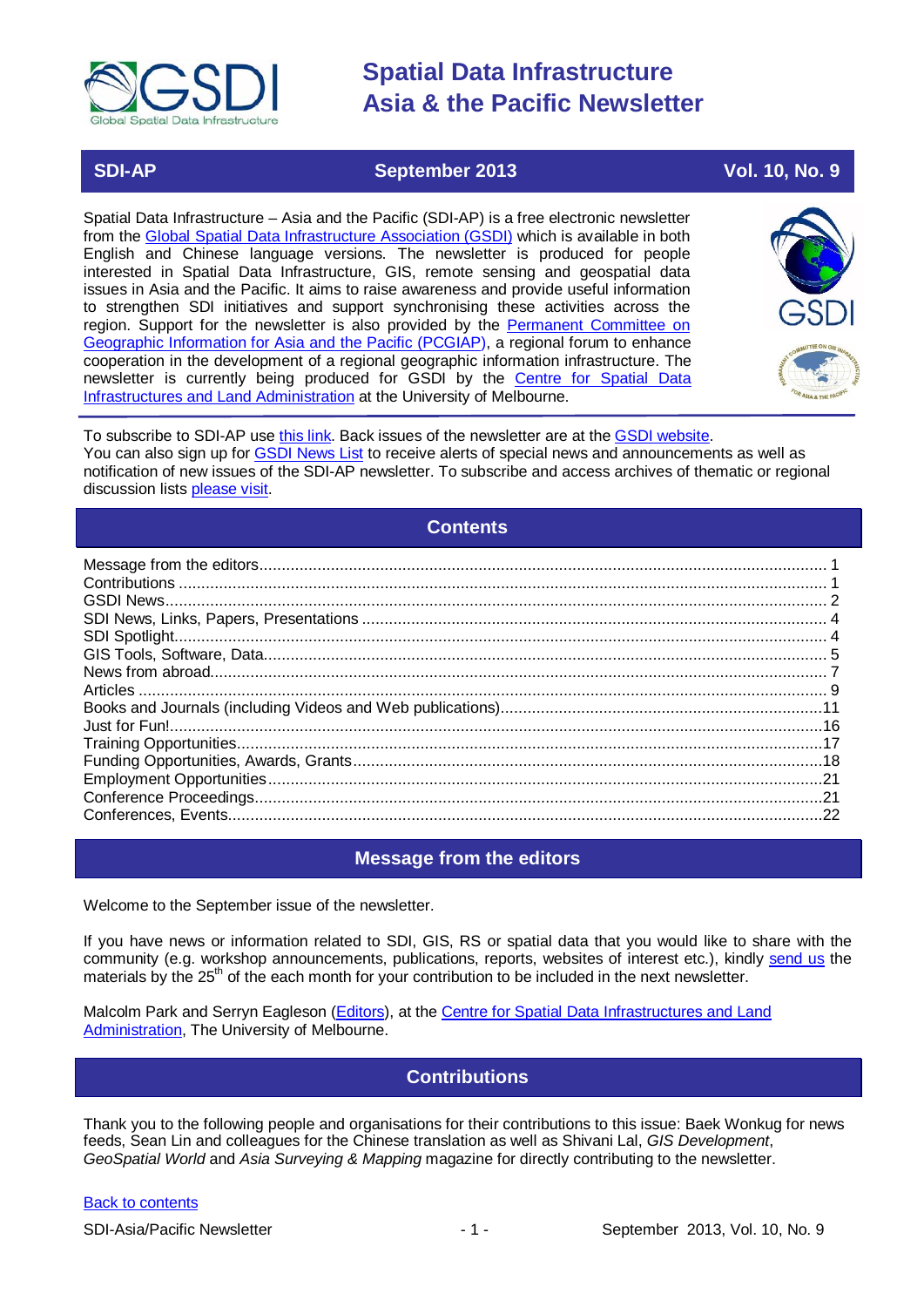# Spatial Data Infrastructure Asia & the Pacific Newsletter

**SDI-AP** | **September 2013** | **Vol. 10, No. 9**

Spatial Data Infrastructure – Asia and the Pacific (SDI-AP) is a free electronic newsletter from the Global Spatial Data Infrastructure Association (GSDI) which is available in both English and Chinese language versions. The newsletter is produced for people interested in Spatial Data Infrastructure, GIS, remote sensing and geospatial data issues in Asia and the Pacific. It aims to raise awareness and provide useful information to strengthen SDI initiatives and support synchronising these activities across the region. Support for the newsletter is also provided by the Permanent Committee on Geographic Information for Asia and the Pacific (PCGIAP), a regional forum to enhance cooperation in the development of a regional geographic information infrastructure. The newsletter is currently being produced for GSDI by the Centre for Spatial Data Infrastructures and Land Administration at the University of Melbourne.

To subscribe to SDI-AP use this link. Back issues of the newsletter are at the GSDI website. You can also sign up for GSDI News List to receive alerts of special news and announcements as well as notification of new issues of the SDI-AP newsletter. To subscribe and access archives of thematic or regional discussion lists please visit.

## Contents

- Message from the editors ... 1
- Contributions ... 1
- GSDI News ... 2
- SDI News, Links, Papers, Presentations ... 4
- SDI Spotlight ... 4
- GIS Tools, Software, Data ... 5
- News from abroad ... 7
- Articles ... 9
- Books and Journals (including Videos and Web publications) ... 11
- Just for Fun! ... 16
- Training Opportunities ... 17
- Funding Opportunities, Awards, Grants ... 18
- Employment Opportunities ... 21
- Conference Proceedings ... 21
- Conferences, Events ... 22

## Message from the editors

Welcome to the September issue of the newsletter.

If you have news or information related to SDI, GIS, RS or spatial data that you would like to share with the community (e.g. workshop announcements, publications, reports, websites of interest etc.), kindly send us the materials by the 25th of the each month for your contribution to be included in the next newsletter.

Malcolm Park and Serryn Eagleson (Editors), at the Centre for Spatial Data Infrastructures and Land Administration, The University of Melbourne.

## Contributions

Thank you to the following people and organisations for their contributions to this issue: Baek Wonkug for news feeds, Sean Lin and colleagues for the Chinese translation as well as Shivani Lal, *GIS Development*, *GeoSpatial World* and *Asia Surveying & Mapping* magazine for directly contributing to the newsletter.

Back to contents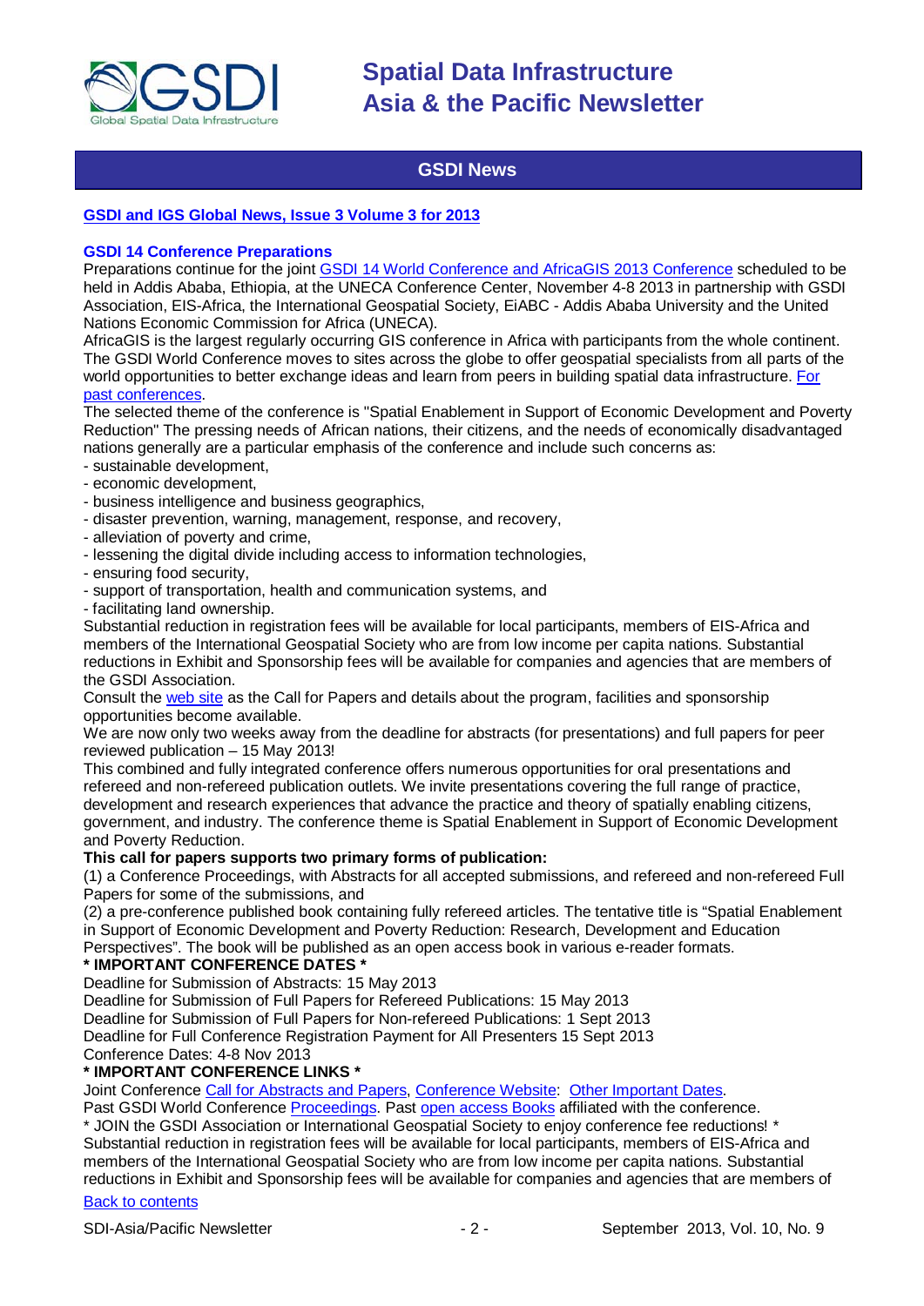## GSDI News

**GSDI and IGS Global News, Issue 3 Volume 3 for 2013**

**GSDI 14 Conference Preparations**

Preparations continue for the joint GSDI 14 World Conference and AfricaGIS 2013 Conference scheduled to be held in Addis Ababa, Ethiopia, at the UNECA Conference Center, November 4-8 2013 in partnership with GSDI Association, EIS-Africa, the International Geospatial Society, EiABC - Addis Ababa University and the United Nations Economic Commission for Africa (UNECA).

AfricaGIS is the largest regularly occurring GIS conference in Africa with participants from the whole continent. The GSDI World Conference moves to sites across the globe to offer geospatial specialists from all parts of the world opportunities to better exchange ideas and learn from peers in building spatial data infrastructure. For past conferences.

The selected theme of the conference is "Spatial Enablement in Support of Economic Development and Poverty Reduction" The pressing needs of African nations, their citizens, and the needs of economically disadvantaged nations generally are a particular emphasis of the conference and include such concerns as:

- sustainable development,
- economic development,
- business intelligence and business geographics,
- disaster prevention, warning, management, response, and recovery,
- alleviation of poverty and crime,
- lessening the digital divide including access to information technologies,
- ensuring food security,
- support of transportation, health and communication systems, and
- facilitating land ownership.

Substantial reduction in registration fees will be available for local participants, members of EIS-Africa and members of the International Geospatial Society who are from low income per capita nations. Substantial reductions in Exhibit and Sponsorship fees will be available for companies and agencies that are members of the GSDI Association.

Consult the web site as the Call for Papers and details about the program, facilities and sponsorship opportunities become available.

We are now only two weeks away from the deadline for abstracts (for presentations) and full papers for peer reviewed publication – 15 May 2013!

This combined and fully integrated conference offers numerous opportunities for oral presentations and refereed and non-refereed publication outlets. We invite presentations covering the full range of practice, development and research experiences that advance the practice and theory of spatially enabling citizens, government, and industry. The conference theme is Spatial Enablement in Support of Economic Development and Poverty Reduction.

**This call for papers supports two primary forms of publication:**

(1) a Conference Proceedings, with Abstracts for all accepted submissions, and refereed and non-refereed Full Papers for some of the submissions, and

(2) a pre-conference published book containing fully refereed articles. The tentative title is "Spatial Enablement in Support of Economic Development and Poverty Reduction: Research, Development and Education Perspectives". The book will be published as an open access book in various e-reader formats.

**\* IMPORTANT CONFERENCE DATES \***

Deadline for Submission of Abstracts: 15 May 2013
Deadline for Submission of Full Papers for Refereed Publications: 15 May 2013
Deadline for Submission of Full Papers for Non-refereed Publications: 1 Sept 2013
Deadline for Full Conference Registration Payment for All Presenters 15 Sept 2013
Conference Dates: 4-8 Nov 2013

**\* IMPORTANT CONFERENCE LINKS \***

Joint Conference Call for Abstracts and Papers, Conference Website: Other Important Dates.
Past GSDI World Conference Proceedings. Past open access Books affiliated with the conference.
\* JOIN the GSDI Association or International Geospatial Society to enjoy conference fee reductions! \*
Substantial reduction in registration fees will be available for local participants, members of EIS-Africa and members of the International Geospatial Society who are from low income per capita nations. Substantial reductions in Exhibit and Sponsorship fees will be available for companies and agencies that are members of

Back to contents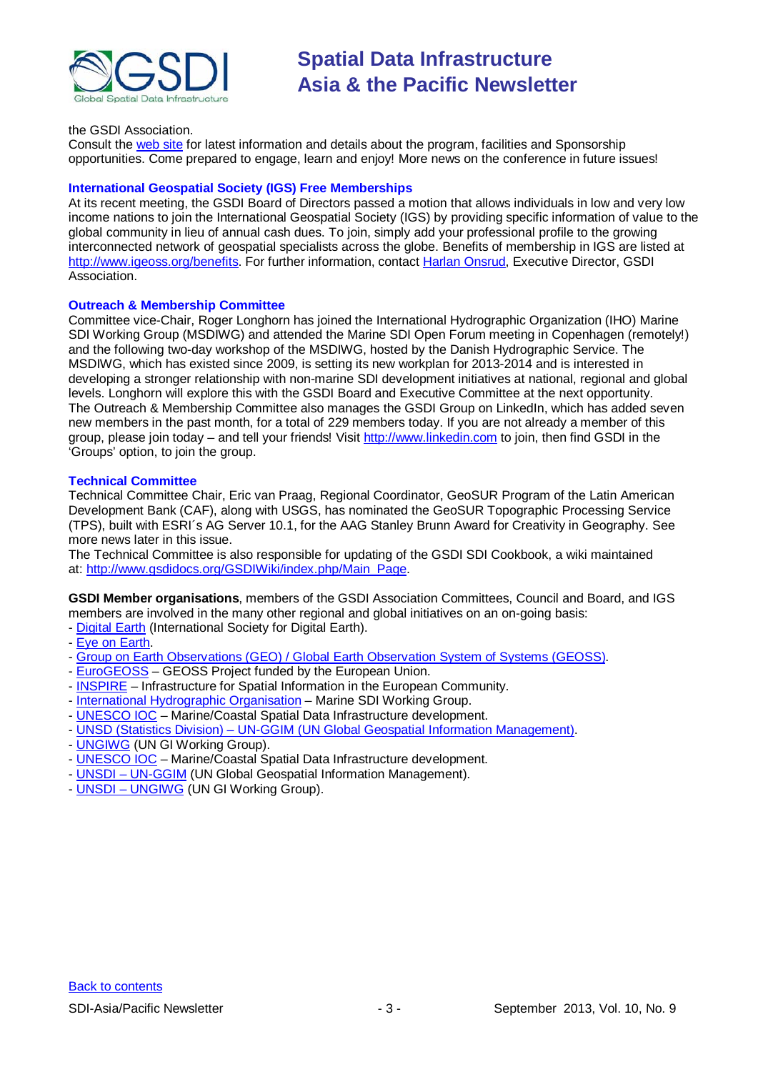the GSDI Association.

Consult the web site for latest information and details about the program, facilities and Sponsorship opportunities. Come prepared to engage, learn and enjoy! More news on the conference in future issues!

### International Geospatial Society (IGS) Free Memberships

At its recent meeting, the GSDI Board of Directors passed a motion that allows individuals in low and very low income nations to join the International Geospatial Society (IGS) by providing specific information of value to the global community in lieu of annual cash dues. To join, simply add your professional profile to the growing interconnected network of geospatial specialists across the globe. Benefits of membership in IGS are listed at http://www.igeoss.org/benefits. For further information, contact Harlan Onsrud, Executive Director, GSDI Association.

### Outreach & Membership Committee

Committee vice-Chair, Roger Longhorn has joined the International Hydrographic Organization (IHO) Marine SDI Working Group (MSDIWG) and attended the Marine SDI Open Forum meeting in Copenhagen (remotely!) and the following two-day workshop of the MSDIWG, hosted by the Danish Hydrographic Service. The MSDIWG, which has existed since 2009, is setting its new workplan for 2013-2014 and is interested in developing a stronger relationship with non-marine SDI development initiatives at national, regional and global levels. Longhorn will explore this with the GSDI Board and Executive Committee at the next opportunity.

The Outreach & Membership Committee also manages the GSDI Group on LinkedIn, which has added seven new members in the past month, for a total of 229 members today. If you are not already a member of this group, please join today – and tell your friends! Visit http://www.linkedin.com to join, then find GSDI in the 'Groups' option, to join the group.

### Technical Committee

Technical Committee Chair, Eric van Praag, Regional Coordinator, GeoSUR Program of the Latin American Development Bank (CAF), along with USGS, has nominated the GeoSUR Topographic Processing Service (TPS), built with ESRI´s AG Server 10.1, for the AAG Stanley Brunn Award for Creativity in Geography. See more news later in this issue.

The Technical Committee is also responsible for updating of the GSDI SDI Cookbook, a wiki maintained at: http://www.gsdidocs.org/GSDIWiki/index.php/Main_Page.

**GSDI Member organisations**, members of the GSDI Association Committees, Council and Board, and IGS members are involved in the many other regional and global initiatives on an on-going basis:

- Digital Earth (International Society for Digital Earth).
- Eye on Earth.
- Group on Earth Observations (GEO) / Global Earth Observation System of Systems (GEOSS).
- EuroGEOSS – GEOSS Project funded by the European Union.
- INSPIRE – Infrastructure for Spatial Information in the European Community.
- International Hydrographic Organisation – Marine SDI Working Group.
- UNESCO IOC – Marine/Coastal Spatial Data Infrastructure development.
- UNSD (Statistics Division) – UN-GGIM (UN Global Geospatial Information Management).
- UNGIWG (UN GI Working Group).
- UNESCO IOC – Marine/Coastal Spatial Data Infrastructure development.
- UNSDI – UN-GGIM (UN Global Geospatial Information Management).
- UNSDI – UNGIWG (UN GI Working Group).

Back to contents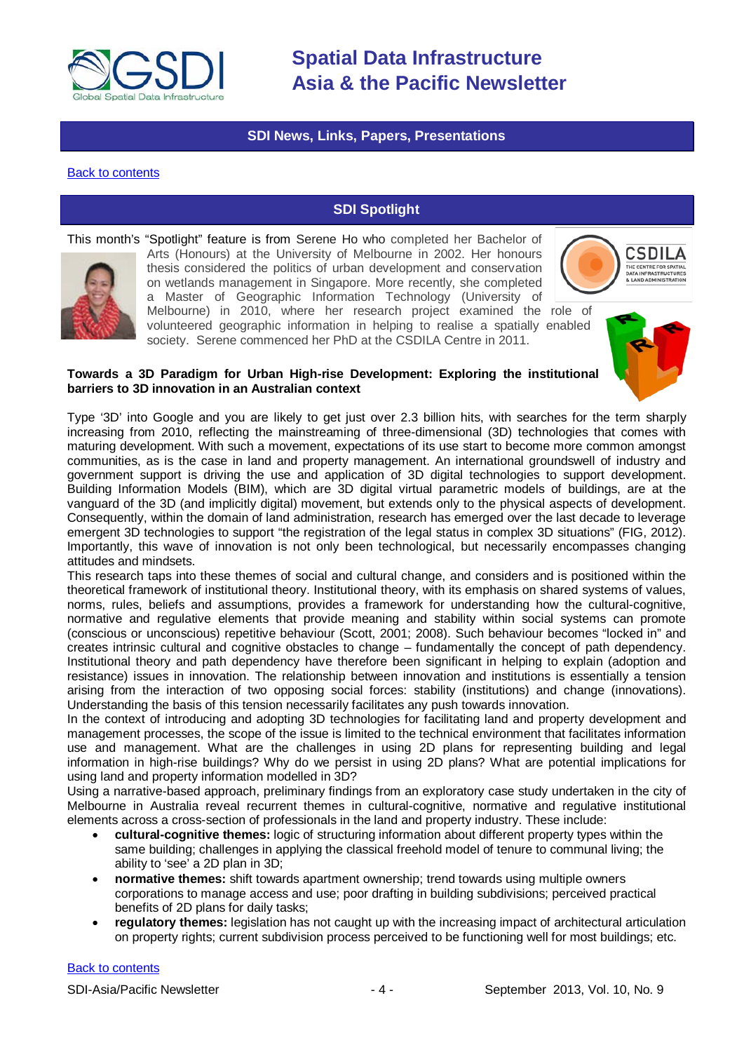## SDI News, Links, Papers, Presentations

Back to contents

## SDI Spotlight

This month's "Spotlight" feature is from Serene Ho who completed her Bachelor of Arts (Honours) at the University of Melbourne in 2002. Her honours thesis considered the politics of urban development and conservation on wetlands management in Singapore. More recently, she completed a Master of Geographic Information Technology (University of Melbourne) in 2010, where her research project examined the role of volunteered geographic information in helping to realise a spatially enabled society. Serene commenced her PhD at the CSDILA Centre in 2011.

**Towards a 3D Paradigm for Urban High-rise Development: Exploring the institutional barriers to 3D innovation in an Australian context**

Type '3D' into Google and you are likely to get just over 2.3 billion hits, with searches for the term sharply increasing from 2010, reflecting the mainstreaming of three-dimensional (3D) technologies that comes with maturing development. With such a movement, expectations of its use start to become more common amongst communities, as is the case in land and property management. An international groundswell of industry and government support is driving the use and application of 3D digital technologies to support development. Building Information Models (BIM), which are 3D digital virtual parametric models of buildings, are at the vanguard of the 3D (and implicitly digital) movement, but extends only to the physical aspects of development. Consequently, within the domain of land administration, research has emerged over the last decade to leverage emergent 3D technologies to support "the registration of the legal status in complex 3D situations" (FIG, 2012). Importantly, this wave of innovation is not only been technological, but necessarily encompasses changing attitudes and mindsets.

This research taps into these themes of social and cultural change, and considers and is positioned within the theoretical framework of institutional theory. Institutional theory, with its emphasis on shared systems of values, norms, rules, beliefs and assumptions, provides a framework for understanding how the cultural-cognitive, normative and regulative elements that provide meaning and stability within social systems can promote (conscious or unconscious) repetitive behaviour (Scott, 2001; 2008). Such behaviour becomes "locked in" and creates intrinsic cultural and cognitive obstacles to change – fundamentally the concept of path dependency. Institutional theory and path dependency have therefore been significant in helping to explain (adoption and resistance) issues in innovation. The relationship between innovation and institutions is essentially a tension arising from the interaction of two opposing social forces: stability (institutions) and change (innovations). Understanding the basis of this tension necessarily facilitates any push towards innovation.

In the context of introducing and adopting 3D technologies for facilitating land and property development and management processes, the scope of the issue is limited to the technical environment that facilitates information use and management. What are the challenges in using 2D plans for representing building and legal information in high-rise buildings? Why do we persist in using 2D plans? What are potential implications for using land and property information modelled in 3D?

Using a narrative-based approach, preliminary findings from an exploratory case study undertaken in the city of Melbourne in Australia reveal recurrent themes in cultural-cognitive, normative and regulative institutional elements across a cross-section of professionals in the land and property industry. These include:

- **cultural-cognitive themes:** logic of structuring information about different property types within the same building; challenges in applying the classical freehold model of tenure to communal living; the ability to 'see' a 2D plan in 3D;
- **normative themes:** shift towards apartment ownership; trend towards using multiple owners corporations to manage access and use; poor drafting in building subdivisions; perceived practical benefits of 2D plans for daily tasks;
- **regulatory themes:** legislation has not caught up with the increasing impact of architectural articulation on property rights; current subdivision process perceived to be functioning well for most buildings; etc.

Back to contents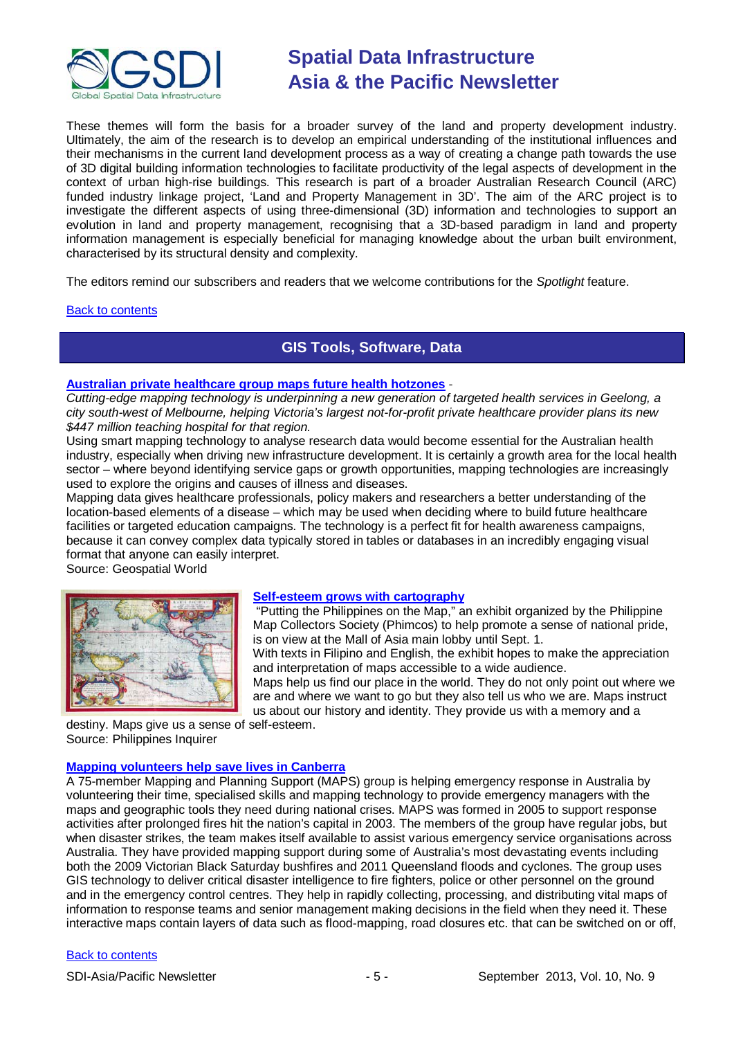These themes will form the basis for a broader survey of the land and property development industry. Ultimately, the aim of the research is to develop an empirical understanding of the institutional influences and their mechanisms in the current land development process as a way of creating a change path towards the use of 3D digital building information technologies to facilitate productivity of the legal aspects of development in the context of urban high-rise buildings. This research is part of a broader Australian Research Council (ARC) funded industry linkage project, 'Land and Property Management in 3D'. The aim of the ARC project is to investigate the different aspects of using three-dimensional (3D) information and technologies to support an evolution in land and property management, recognising that a 3D-based paradigm in land and property information management is especially beneficial for managing knowledge about the urban built environment, characterised by its structural density and complexity.

The editors remind our subscribers and readers that we welcome contributions for the *Spotlight* feature.

Back to contents

## GIS Tools, Software, Data

**Australian private healthcare group maps future health hotzones** -
*Cutting-edge mapping technology is underpinning a new generation of targeted health services in Geelong, a city south-west of Melbourne, helping Victoria's largest not-for-profit private healthcare provider plans its new $447 million teaching hospital for that region.*
Using smart mapping technology to analyse research data would become essential for the Australian health industry, especially when driving new infrastructure development. It is certainly a growth area for the local health sector – where beyond identifying service gaps or growth opportunities, mapping technologies are increasingly used to explore the origins and causes of illness and diseases.
Mapping data gives healthcare professionals, policy makers and researchers a better understanding of the location-based elements of a disease – which may be used when deciding where to build future healthcare facilities or targeted education campaigns. The technology is a perfect fit for health awareness campaigns, because it can convey complex data typically stored in tables or databases in an incredibly engaging visual format that anyone can easily interpret.
Source: Geospatial World

**Self-esteem grows with cartography**
"Putting the Philippines on the Map," an exhibit organized by the Philippine Map Collectors Society (Phimcos) to help promote a sense of national pride, is on view at the Mall of Asia main lobby until Sept. 1.
With texts in Filipino and English, the exhibit hopes to make the appreciation and interpretation of maps accessible to a wide audience.
Maps help us find our place in the world. They do not only point out where we are and where we want to go but they also tell us who we are. Maps instruct us about our history and identity. They provide us with a memory and a destiny. Maps give us a sense of self-esteem.
Source: Philippines Inquirer

**Mapping volunteers help save lives in Canberra**
A 75-member Mapping and Planning Support (MAPS) group is helping emergency response in Australia by volunteering their time, specialised skills and mapping technology to provide emergency managers with the maps and geographic tools they need during national crises. MAPS was formed in 2005 to support response activities after prolonged fires hit the nation's capital in 2003. The members of the group have regular jobs, but when disaster strikes, the team makes itself available to assist various emergency service organisations across Australia. They have provided mapping support during some of Australia's most devastating events including both the 2009 Victorian Black Saturday bushfires and 2011 Queensland floods and cyclones. The group uses GIS technology to deliver critical disaster intelligence to fire fighters, police or other personnel on the ground and in the emergency control centres. They help in rapidly collecting, processing, and distributing vital maps of information to response teams and senior management making decisions in the field when they need it. These interactive maps contain layers of data such as flood-mapping, road closures etc. that can be switched on or off,

Back to contents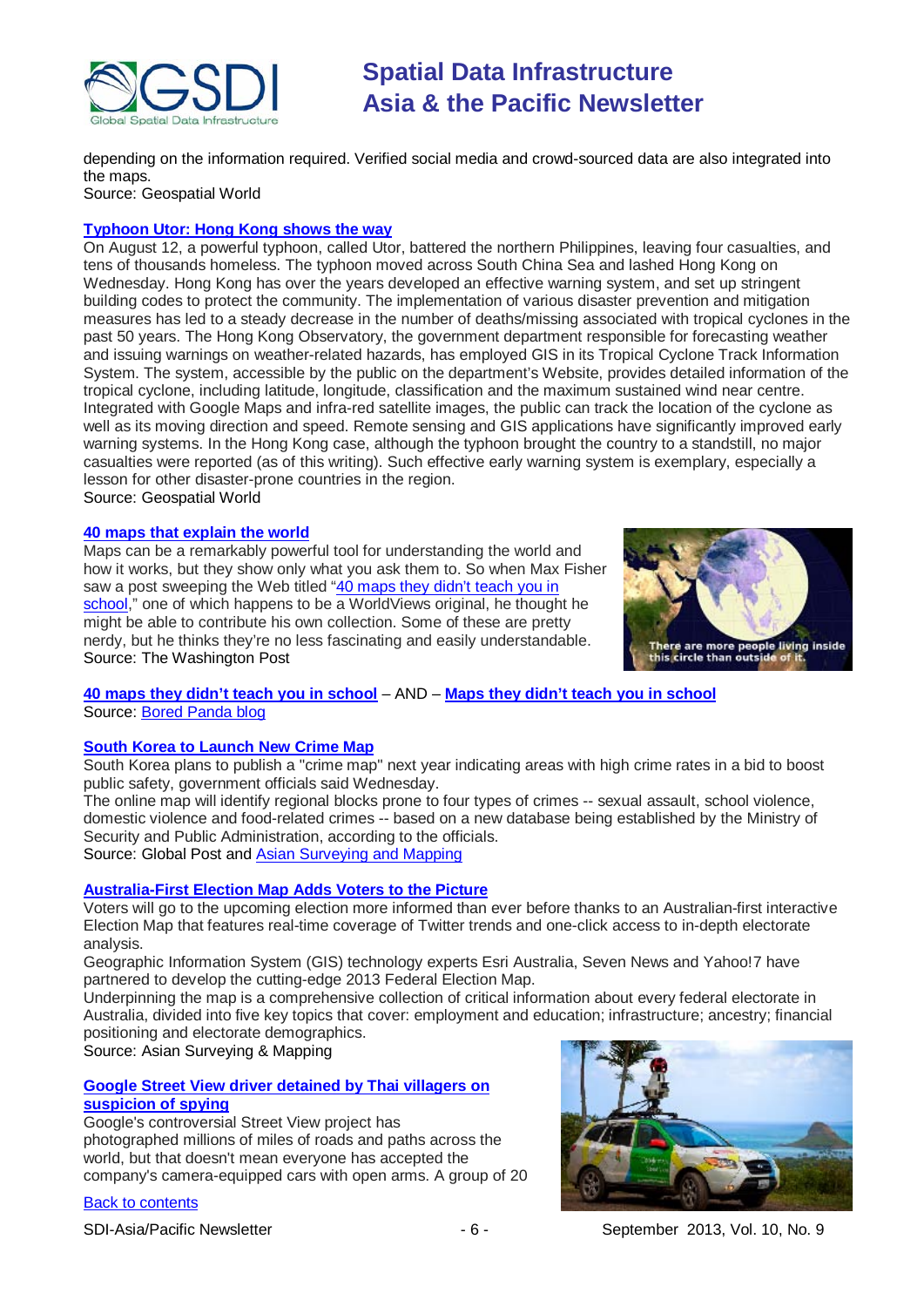depending on the information required. Verified social media and crowd-sourced data are also integrated into the maps.
Source: Geospatial World

**Typhoon Utor: Hong Kong shows the way**

On August 12, a powerful typhoon, called Utor, battered the northern Philippines, leaving four casualties, and tens of thousands homeless. The typhoon moved across South China Sea and lashed Hong Kong on Wednesday. Hong Kong has over the years developed an effective warning system, and set up stringent building codes to protect the community. The implementation of various disaster prevention and mitigation measures has led to a steady decrease in the number of deaths/missing associated with tropical cyclones in the past 50 years. The Hong Kong Observatory, the government department responsible for forecasting weather and issuing warnings on weather-related hazards, has employed GIS in its Tropical Cyclone Track Information System. The system, accessible by the public on the department's Website, provides detailed information of the tropical cyclone, including latitude, longitude, classification and the maximum sustained wind near centre. Integrated with Google Maps and infra-red satellite images, the public can track the location of the cyclone as well as its moving direction and speed. Remote sensing and GIS applications have significantly improved early warning systems. In the Hong Kong case, although the typhoon brought the country to a standstill, no major casualties were reported (as of this writing). Such effective early warning system is exemplary, especially a lesson for other disaster-prone countries in the region.
Source: Geospatial World

**40 maps that explain the world**

Maps can be a remarkably powerful tool for understanding the world and how it works, but they show only what you ask them to. So when Max Fisher saw a post sweeping the Web titled "40 maps they didn't teach you in school," one of which happens to be a WorldViews original, he thought he might be able to contribute his own collection. Some of these are pretty nerdy, but he thinks they're no less fascinating and easily understandable.
Source: The Washington Post

There are more people living inside this circle than outside of it.

**40 maps they didn't teach you in school** – AND – **Maps they didn't teach you in school**
Source: Bored Panda blog

**South Korea to Launch New Crime Map**

South Korea plans to publish a "crime map" next year indicating areas with high crime rates in a bid to boost public safety, government officials said Wednesday.
The online map will identify regional blocks prone to four types of crimes -- sexual assault, school violence, domestic violence and food-related crimes -- based on a new database being established by the Ministry of Security and Public Administration, according to the officials.
Source: Global Post and Asian Surveying and Mapping

**Australia-First Election Map Adds Voters to the Picture**

Voters will go to the upcoming election more informed than ever before thanks to an Australian-first interactive Election Map that features real-time coverage of Twitter trends and one-click access to in-depth electorate analysis.
Geographic Information System (GIS) technology experts Esri Australia, Seven News and Yahoo!7 have partnered to develop the cutting-edge 2013 Federal Election Map.
Underpinning the map is a comprehensive collection of critical information about every federal electorate in Australia, divided into five key topics that cover: employment and education; infrastructure; ancestry; financial positioning and electorate demographics.
Source: Asian Surveying & Mapping

**Google Street View driver detained by Thai villagers on suspicion of spying**

Google's controversial Street View project has photographed millions of miles of roads and paths across the world, but that doesn't mean everyone has accepted the company's camera-equipped cars with open arms. A group of 20

Back to contents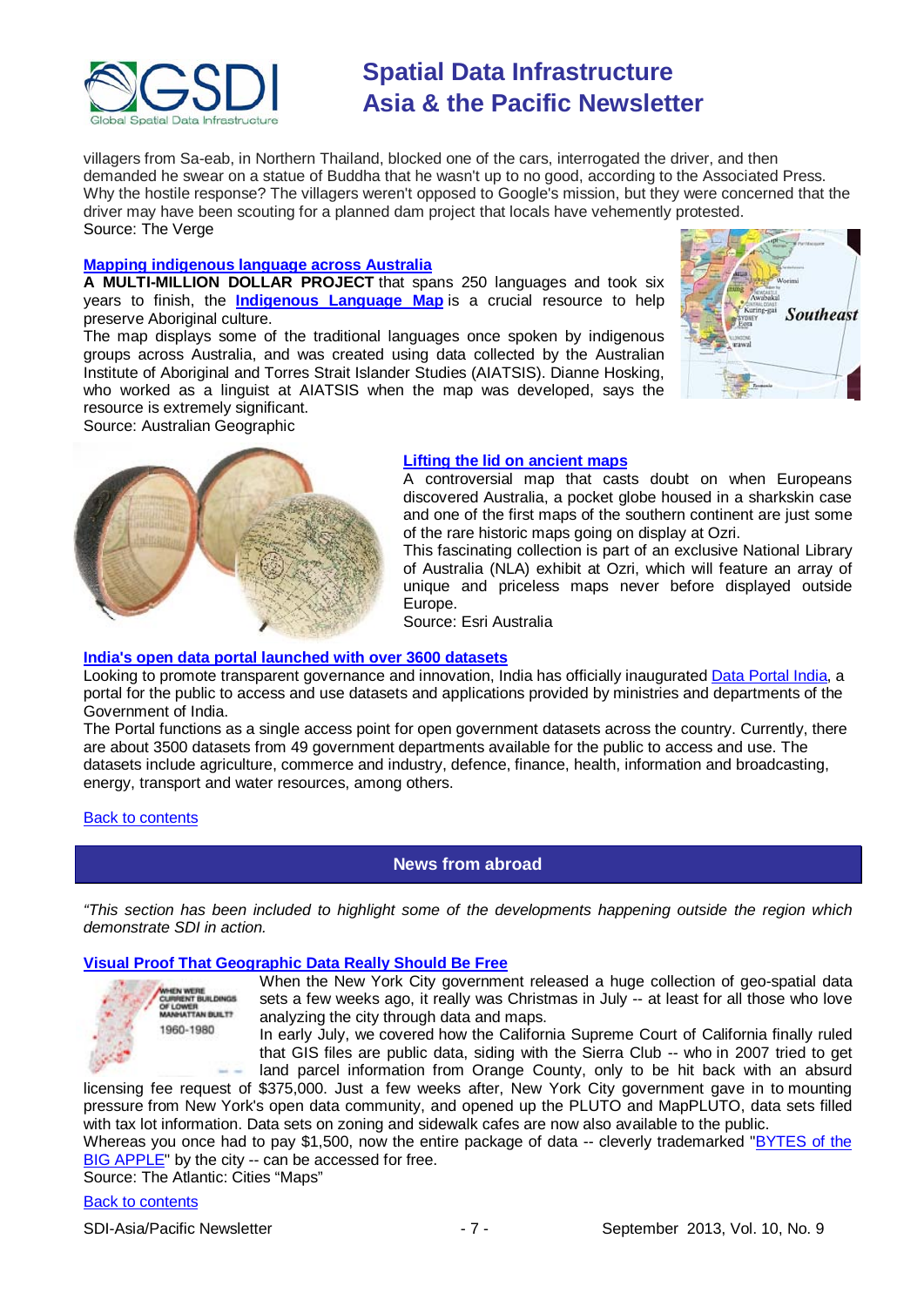villagers from Sa-eab, in Northern Thailand, blocked one of the cars, interrogated the driver, and then demanded he swear on a statue of Buddha that he wasn't up to no good, according to the Associated Press. Why the hostile response? The villagers weren't opposed to Google's mission, but they were concerned that the driver may have been scouting for a planned dam project that locals have vehemently protested.
Source: The Verge

**Mapping indigenous language across Australia**

**A MULTI-MILLION DOLLAR PROJECT** that spans 250 languages and took six years to finish, the **Indigenous Language Map** is a crucial resource to help preserve Aboriginal culture.

The map displays some of the traditional languages once spoken by indigenous groups across Australia, and was created using data collected by the Australian Institute of Aboriginal and Torres Strait Islander Studies (AIATSIS). Dianne Hosking, who worked as a linguist at AIATSIS when the map was developed, says the resource is extremely significant.
Source: Australian Geographic

**Lifting the lid on ancient maps**

A controversial map that casts doubt on when Europeans discovered Australia, a pocket globe housed in a sharkskin case and one of the first maps of the southern continent are just some of the rare historic maps going on display at Ozri.

This fascinating collection is part of an exclusive National Library of Australia (NLA) exhibit at Ozri, which will feature an array of unique and priceless maps never before displayed outside Europe.
Source: Esri Australia

**India's open data portal launched with over 3600 datasets**

Looking to promote transparent governance and innovation, India has officially inaugurated Data Portal India, a portal for the public to access and use datasets and applications provided by ministries and departments of the Government of India.

The Portal functions as a single access point for open government datasets across the country. Currently, there are about 3500 datasets from 49 government departments available for the public to access and use. The datasets include agriculture, commerce and industry, defence, finance, health, information and broadcasting, energy, transport and water resources, among others.

Back to contents

## News from abroad

*"This section has been included to highlight some of the developments happening outside the region which demonstrate SDI in action.*

**Visual Proof That Geographic Data Really Should Be Free**

When the New York City government released a huge collection of geo-spatial data sets a few weeks ago, it really was Christmas in July -- at least for all those who love analyzing the city through data and maps.

In early July, we covered how the California Supreme Court of California finally ruled that GIS files are public data, siding with the Sierra Club -- who in 2007 tried to get land parcel information from Orange County, only to be hit back with an absurd licensing fee request of $375,000. Just a few weeks after, New York City government gave in to mounting pressure from New York's open data community, and opened up the PLUTO and MapPLUTO, data sets filled with tax lot information. Data sets on zoning and sidewalk cafes are now also available to the public.

Whereas you once had to pay $1,500, now the entire package of data -- cleverly trademarked "BYTES of the BIG APPLE" by the city -- can be accessed for free.
Source: The Atlantic: Cities "Maps"

Back to contents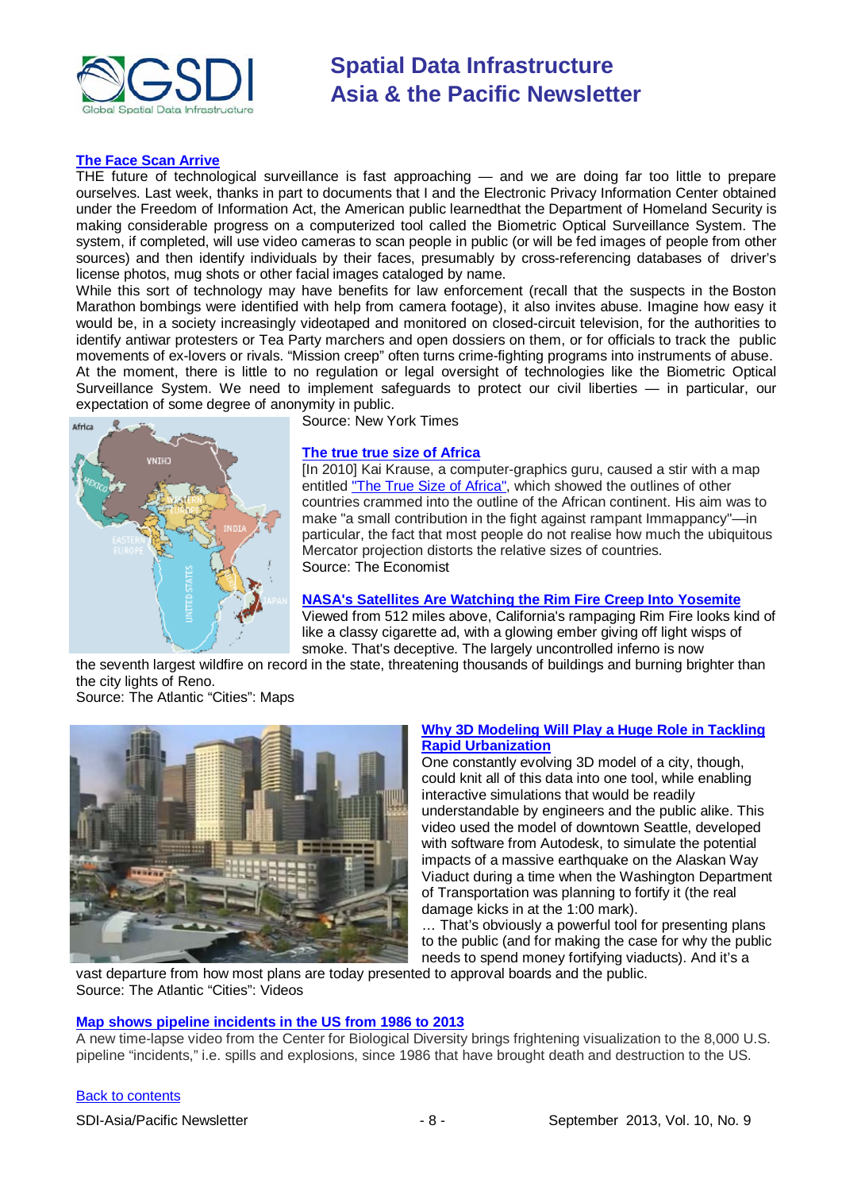### [The Face Scan Arrive]

THE future of technological surveillance is fast approaching — and we are doing far too little to prepare ourselves. Last week, thanks in part to documents that I and the Electronic Privacy Information Center obtained under the Freedom of Information Act, the American public learnedthat the Department of Homeland Security is making considerable progress on a computerized tool called the Biometric Optical Surveillance System. The system, if completed, will use video cameras to scan people in public (or will be fed images of people from other sources) and then identify individuals by their faces, presumably by cross-referencing databases of driver's license photos, mug shots or other facial images cataloged by name.

While this sort of technology may have benefits for law enforcement (recall that the suspects in the Boston Marathon bombings were identified with help from camera footage), it also invites abuse. Imagine how easy it would be, in a society increasingly videotaped and monitored on closed-circuit television, for the authorities to identify antiwar protesters or Tea Party marchers and open dossiers on them, or for officials to track the public movements of ex-lovers or rivals. "Mission creep" often turns crime-fighting programs into instruments of abuse.

At the moment, there is little to no regulation or legal oversight of technologies like the Biometric Optical Surveillance System. We need to implement safeguards to protect our civil liberties — in particular, our expectation of some degree of anonymity in public.

Source: New York Times

### [The true true size of Africa]

[In 2010] Kai Krause, a computer-graphics guru, caused a stir with a map entitled "The True Size of Africa", which showed the outlines of other countries crammed into the outline of the African continent. His aim was to make "a small contribution in the fight against rampant Immappancy"—in particular, the fact that most people do not realise how much the ubiquitous Mercator projection distorts the relative sizes of countries.

Source: The Economist

### [NASA's Satellites Are Watching the Rim Fire Creep Into Yosemite]

Viewed from 512 miles above, California's rampaging Rim Fire looks kind of like a classy cigarette ad, with a glowing ember giving off light wisps of smoke. That's deceptive. The largely uncontrolled inferno is now the seventh largest wildfire on record in the state, threatening thousands of buildings and burning brighter than the city lights of Reno.

Source: The Atlantic "Cities": Maps

### [Why 3D Modeling Will Play a Huge Role in Tackling Rapid Urbanization]

One constantly evolving 3D model of a city, though, could knit all of this data into one tool, while enabling interactive simulations that would be readily understandable by engineers and the public alike. This video used the model of downtown Seattle, developed with software from Autodesk, to simulate the potential impacts of a massive earthquake on the Alaskan Way Viaduct during a time when the Washington Department of Transportation was planning to fortify it (the real damage kicks in at the 1:00 mark).

… That's obviously a powerful tool for presenting plans to the public (and for making the case for why the public needs to spend money fortifying viaducts). And it's a vast departure from how most plans are today presented to approval boards and the public.

Source: The Atlantic "Cities": Videos

### [Map shows pipeline incidents in the US from 1986 to 2013]

A new time-lapse video from the Center for Biological Diversity brings frightening visualization to the 8,000 U.S. pipeline "incidents," i.e. spills and explosions, since 1986 that have brought death and destruction to the US.

[Back to contents]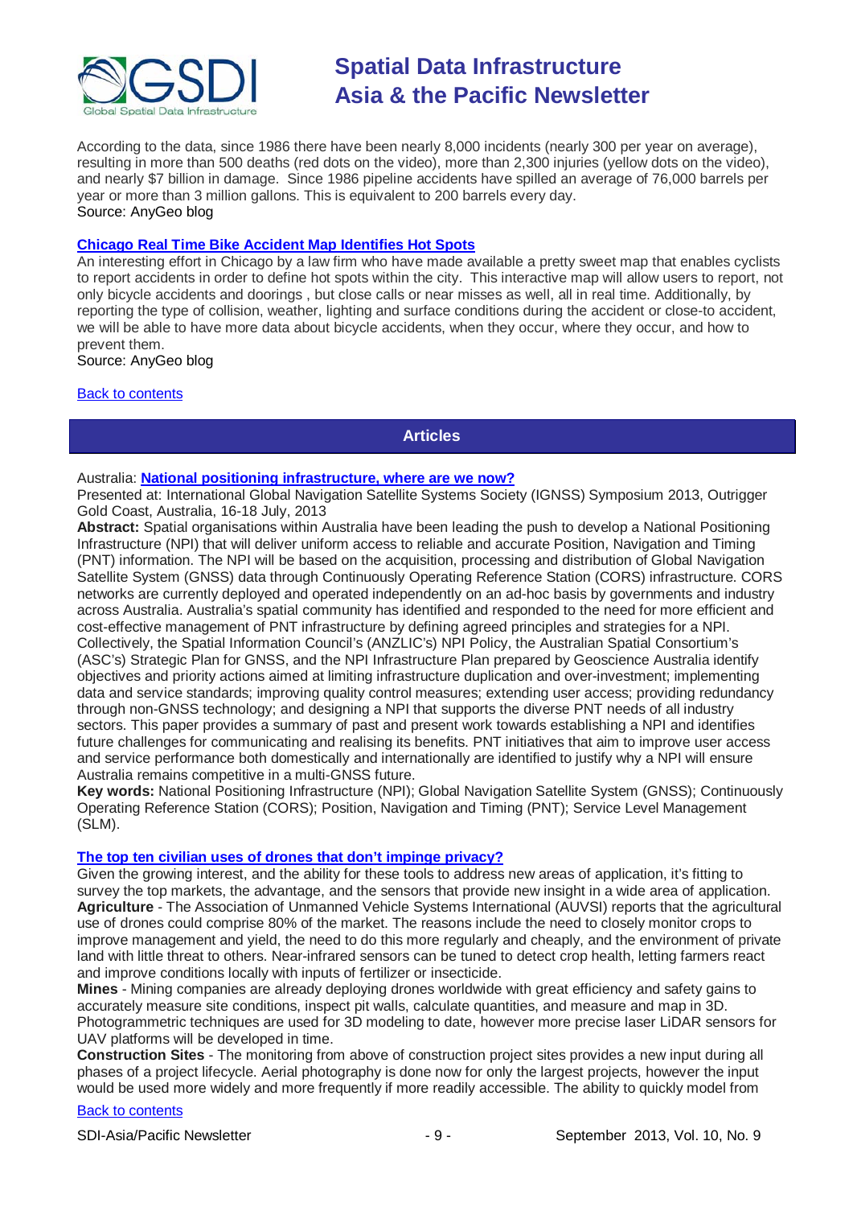According to the data, since 1986 there have been nearly 8,000 incidents (nearly 300 per year on average), resulting in more than 500 deaths (red dots on the video), more than 2,300 injuries (yellow dots on the video), and nearly $7 billion in damage. Since 1986 pipeline accidents have spilled an average of 76,000 barrels per year or more than 3 million gallons. This is equivalent to 200 barrels every day.
Source: AnyGeo blog

**Chicago Real Time Bike Accident Map Identifies Hot Spots**
An interesting effort in Chicago by a law firm who have made available a pretty sweet map that enables cyclists to report accidents in order to define hot spots within the city. This interactive map will allow users to report, not only bicycle accidents and doorings , but close calls or near misses as well, all in real time. Additionally, by reporting the type of collision, weather, lighting and surface conditions during the accident or close-to accident, we will be able to have more data about bicycle accidents, when they occur, where they occur, and how to prevent them.
Source: AnyGeo blog

Back to contents

## Articles

Australia: **National positioning infrastructure, where are we now?**
Presented at: International Global Navigation Satellite Systems Society (IGNSS) Symposium 2013, Outrigger Gold Coast, Australia, 16-18 July, 2013
**Abstract:** Spatial organisations within Australia have been leading the push to develop a National Positioning Infrastructure (NPI) that will deliver uniform access to reliable and accurate Position, Navigation and Timing (PNT) information. The NPI will be based on the acquisition, processing and distribution of Global Navigation Satellite System (GNSS) data through Continuously Operating Reference Station (CORS) infrastructure. CORS networks are currently deployed and operated independently on an ad-hoc basis by governments and industry across Australia. Australia's spatial community has identified and responded to the need for more efficient and cost-effective management of PNT infrastructure by defining agreed principles and strategies for a NPI. Collectively, the Spatial Information Council's (ANZLIC's) NPI Policy, the Australian Spatial Consortium's (ASC's) Strategic Plan for GNSS, and the NPI Infrastructure Plan prepared by Geoscience Australia identify objectives and priority actions aimed at limiting infrastructure duplication and over-investment; implementing data and service standards; improving quality control measures; extending user access; providing redundancy through non-GNSS technology; and designing a NPI that supports the diverse PNT needs of all industry sectors. This paper provides a summary of past and present work towards establishing a NPI and identifies future challenges for communicating and realising its benefits. PNT initiatives that aim to improve user access and service performance both domestically and internationally are identified to justify why a NPI will ensure Australia remains competitive in a multi-GNSS future.
**Key words:** National Positioning Infrastructure (NPI); Global Navigation Satellite System (GNSS); Continuously Operating Reference Station (CORS); Position, Navigation and Timing (PNT); Service Level Management (SLM).

**The top ten civilian uses of drones that don't impinge privacy?**
Given the growing interest, and the ability for these tools to address new areas of application, it's fitting to survey the top markets, the advantage, and the sensors that provide new insight in a wide area of application.
**Agriculture** - The Association of Unmanned Vehicle Systems International (AUVSI) reports that the agricultural use of drones could comprise 80% of the market. The reasons include the need to closely monitor crops to improve management and yield, the need to do this more regularly and cheaply, and the environment of private land with little threat to others. Near-infrared sensors can be tuned to detect crop health, letting farmers react and improve conditions locally with inputs of fertilizer or insecticide.
**Mines** - Mining companies are already deploying drones worldwide with great efficiency and safety gains to accurately measure site conditions, inspect pit walls, calculate quantities, and measure and map in 3D. Photogrammetric techniques are used for 3D modeling to date, however more precise laser LiDAR sensors for UAV platforms will be developed in time.
**Construction Sites** - The monitoring from above of construction project sites provides a new input during all phases of a project lifecycle. Aerial photography is done now for only the largest projects, however the input would be used more widely and more frequently if more readily accessible. The ability to quickly model from

Back to contents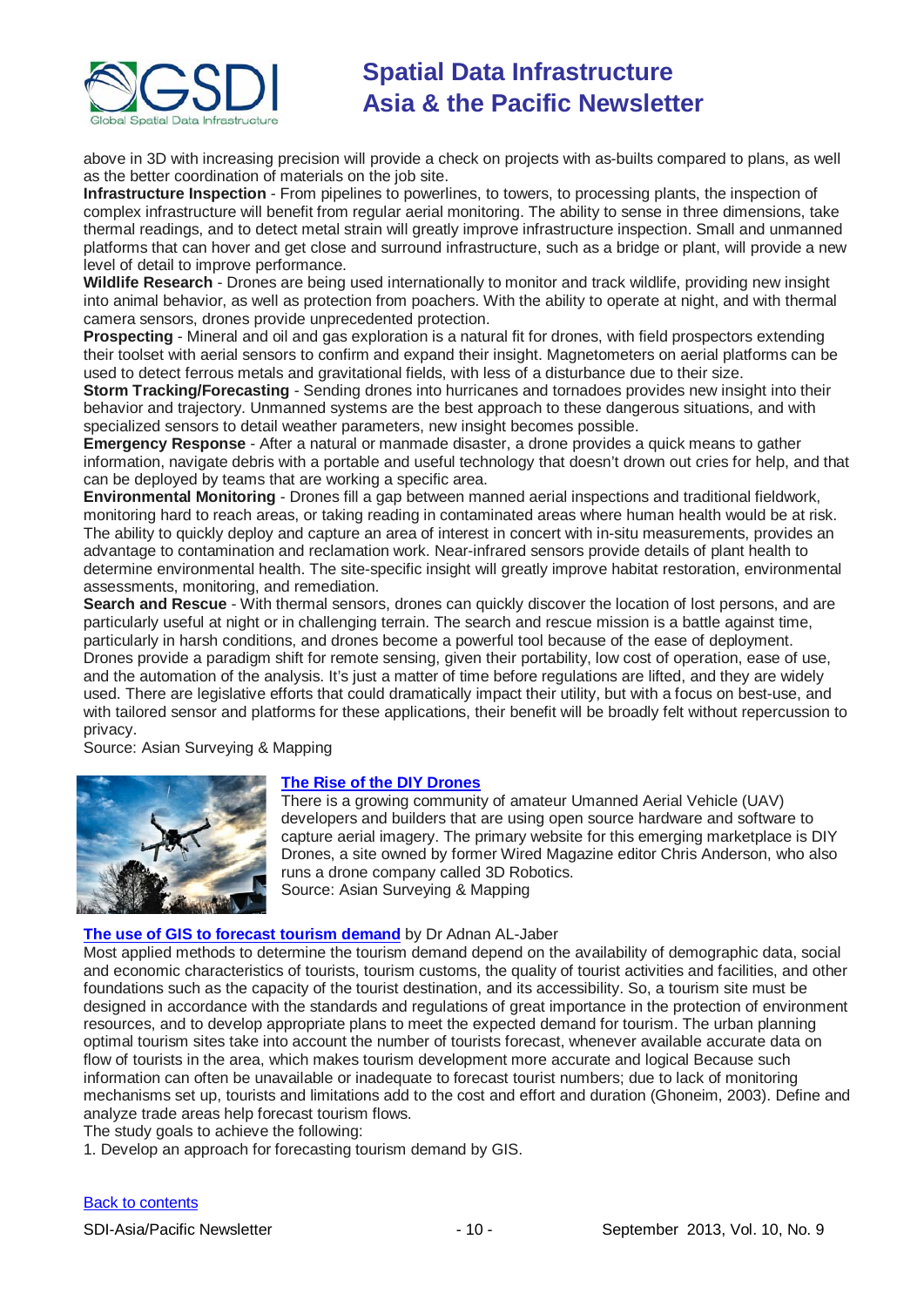above in 3D with increasing precision will provide a check on projects with as-builts compared to plans, as well as the better coordination of materials on the job site.

**Infrastructure Inspection** - From pipelines to powerlines, to towers, to processing plants, the inspection of complex infrastructure will benefit from regular aerial monitoring. The ability to sense in three dimensions, take thermal readings, and to detect metal strain will greatly improve infrastructure inspection. Small and unmanned platforms that can hover and get close and surround infrastructure, such as a bridge or plant, will provide a new level of detail to improve performance.

**Wildlife Research** - Drones are being used internationally to monitor and track wildlife, providing new insight into animal behavior, as well as protection from poachers. With the ability to operate at night, and with thermal camera sensors, drones provide unprecedented protection.

**Prospecting** - Mineral and oil and gas exploration is a natural fit for drones, with field prospectors extending their toolset with aerial sensors to confirm and expand their insight. Magnetometers on aerial platforms can be used to detect ferrous metals and gravitational fields, with less of a disturbance due to their size.

**Storm Tracking/Forecasting** - Sending drones into hurricanes and tornadoes provides new insight into their behavior and trajectory. Unmanned systems are the best approach to these dangerous situations, and with specialized sensors to detail weather parameters, new insight becomes possible.

**Emergency Response** - After a natural or manmade disaster, a drone provides a quick means to gather information, navigate debris with a portable and useful technology that doesn't drown out cries for help, and that can be deployed by teams that are working a specific area.

**Environmental Monitoring** - Drones fill a gap between manned aerial inspections and traditional fieldwork, monitoring hard to reach areas, or taking reading in contaminated areas where human health would be at risk. The ability to quickly deploy and capture an area of interest in concert with in-situ measurements, provides an advantage to contamination and reclamation work. Near-infrared sensors provide details of plant health to determine environmental health. The site-specific insight will greatly improve habitat restoration, environmental assessments, monitoring, and remediation.

**Search and Rescue** - With thermal sensors, drones can quickly discover the location of lost persons, and are particularly useful at night or in challenging terrain. The search and rescue mission is a battle against time, particularly in harsh conditions, and drones become a powerful tool because of the ease of deployment.

Drones provide a paradigm shift for remote sensing, given their portability, low cost of operation, ease of use, and the automation of the analysis. It's just a matter of time before regulations are lifted, and they are widely used. There are legislative efforts that could dramatically impact their utility, but with a focus on best-use, and with tailored sensor and platforms for these applications, their benefit will be broadly felt without repercussion to privacy.

Source: Asian Surveying & Mapping

**The Rise of the DIY Drones**

There is a growing community of amateur Umanned Aerial Vehicle (UAV) developers and builders that are using open source hardware and software to capture aerial imagery. The primary website for this emerging marketplace is DIY Drones, a site owned by former Wired Magazine editor Chris Anderson, who also runs a drone company called 3D Robotics.

Source: Asian Surveying & Mapping

**The use of GIS to forecast tourism demand** by Dr Adnan AL-Jaber

Most applied methods to determine the tourism demand depend on the availability of demographic data, social and economic characteristics of tourists, tourism customs, the quality of tourist activities and facilities, and other foundations such as the capacity of the tourist destination, and its accessibility. So, a tourism site must be designed in accordance with the standards and regulations of great importance in the protection of environment resources, and to develop appropriate plans to meet the expected demand for tourism. The urban planning optimal tourism sites take into account the number of tourists forecast, whenever available accurate data on flow of tourists in the area, which makes tourism development more accurate and logical Because such information can often be unavailable or inadequate to forecast tourist numbers; due to lack of monitoring mechanisms set up, tourists and limitations add to the cost and effort and duration (Ghoneim, 2003). Define and analyze trade areas help forecast tourism flows.

The study goals to achieve the following:

1. Develop an approach for forecasting tourism demand by GIS.

Back to contents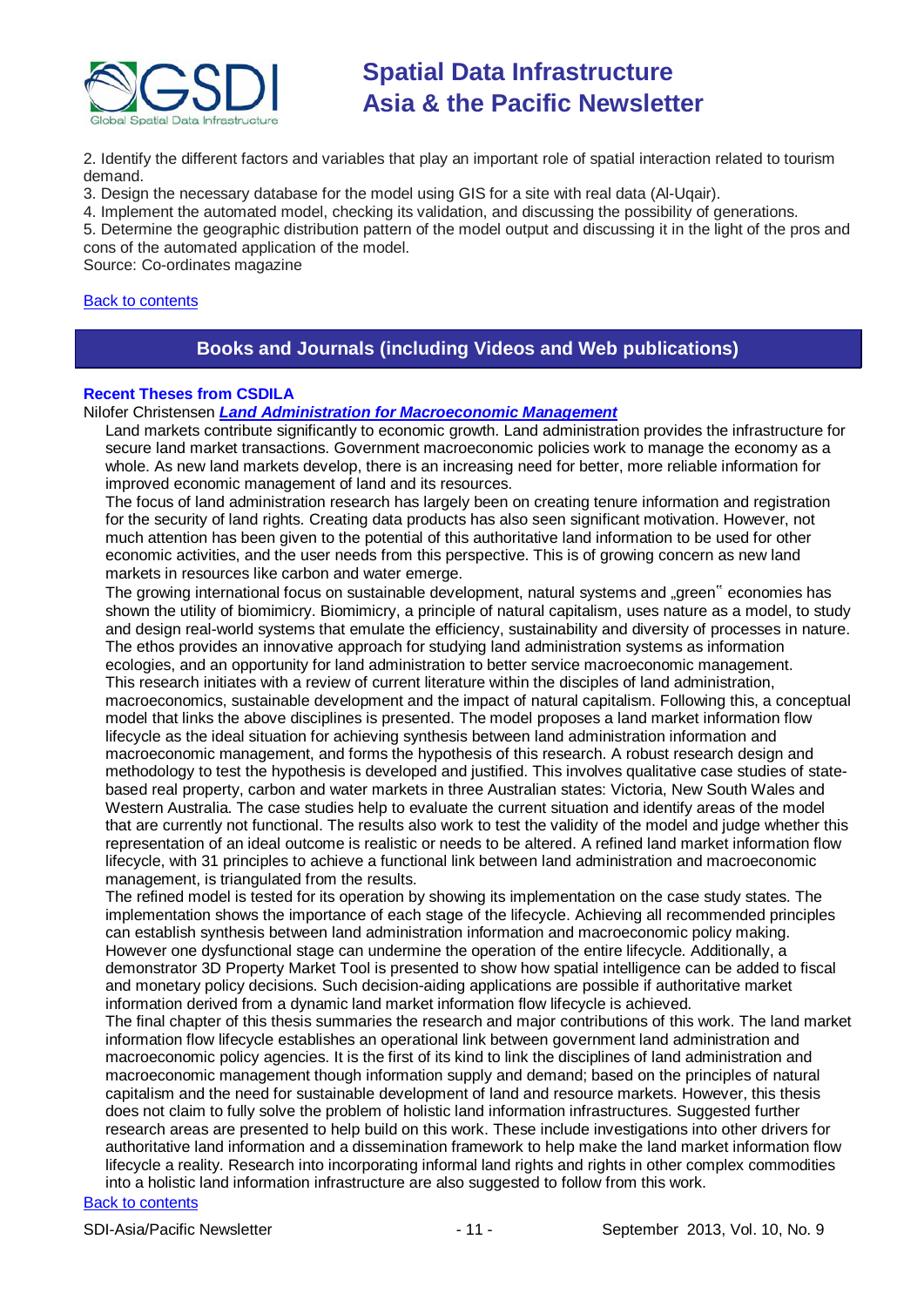2. Identify the different factors and variables that play an important role of spatial interaction related to tourism demand.
3. Design the necessary database for the model using GIS for a site with real data (Al-Uqair).
4. Implement the automated model, checking its validation, and discussing the possibility of generations.
5. Determine the geographic distribution pattern of the model output and discussing it in the light of the pros and cons of the automated application of the model.
Source: Co-ordinates magazine

Back to contents

## Books and Journals (including Videos and Web publications)

**Recent Theses from CSDILA**

Nilofer Christensen ***Land Administration for Macroeconomic Management***

Land markets contribute significantly to economic growth. Land administration provides the infrastructure for secure land market transactions. Government macroeconomic policies work to manage the economy as a whole. As new land markets develop, there is an increasing need for better, more reliable information for improved economic management of land and its resources.

The focus of land administration research has largely been on creating tenure information and registration for the security of land rights. Creating data products has also seen significant motivation. However, not much attention has been given to the potential of this authoritative land information to be used for other economic activities, and the user needs from this perspective. This is of growing concern as new land markets in resources like carbon and water emerge.

The growing international focus on sustainable development, natural systems and „green" economies has shown the utility of biomimicry. Biomimicry, a principle of natural capitalism, uses nature as a model, to study and design real-world systems that emulate the efficiency, sustainability and diversity of processes in nature. The ethos provides an innovative approach for studying land administration systems as information ecologies, and an opportunity for land administration to better service macroeconomic management.

This research initiates with a review of current literature within the disciples of land administration, macroeconomics, sustainable development and the impact of natural capitalism. Following this, a conceptual model that links the above disciplines is presented. The model proposes a land market information flow lifecycle as the ideal situation for achieving synthesis between land administration information and macroeconomic management, and forms the hypothesis of this research. A robust research design and methodology to test the hypothesis is developed and justified. This involves qualitative case studies of state-based real property, carbon and water markets in three Australian states: Victoria, New South Wales and Western Australia. The case studies help to evaluate the current situation and identify areas of the model that are currently not functional. The results also work to test the validity of the model and judge whether this representation of an ideal outcome is realistic or needs to be altered. A refined land market information flow lifecycle, with 31 principles to achieve a functional link between land administration and macroeconomic management, is triangulated from the results.

The refined model is tested for its operation by showing its implementation on the case study states. The implementation shows the importance of each stage of the lifecycle. Achieving all recommended principles can establish synthesis between land administration information and macroeconomic policy making. However one dysfunctional stage can undermine the operation of the entire lifecycle. Additionally, a demonstrator 3D Property Market Tool is presented to show how spatial intelligence can be added to fiscal and monetary policy decisions. Such decision-aiding applications are possible if authoritative market information derived from a dynamic land market information flow lifecycle is achieved.

The final chapter of this thesis summaries the research and major contributions of this work. The land market information flow lifecycle establishes an operational link between government land administration and macroeconomic policy agencies. It is the first of its kind to link the disciplines of land administration and macroeconomic management though information supply and demand; based on the principles of natural capitalism and the need for sustainable development of land and resource markets. However, this thesis does not claim to fully solve the problem of holistic land information infrastructures. Suggested further research areas are presented to help build on this work. These include investigations into other drivers for authoritative land information and a dissemination framework to help make the land market information flow lifecycle a reality. Research into incorporating informal land rights and rights in other complex commodities into a holistic land information infrastructure are also suggested to follow from this work.

Back to contents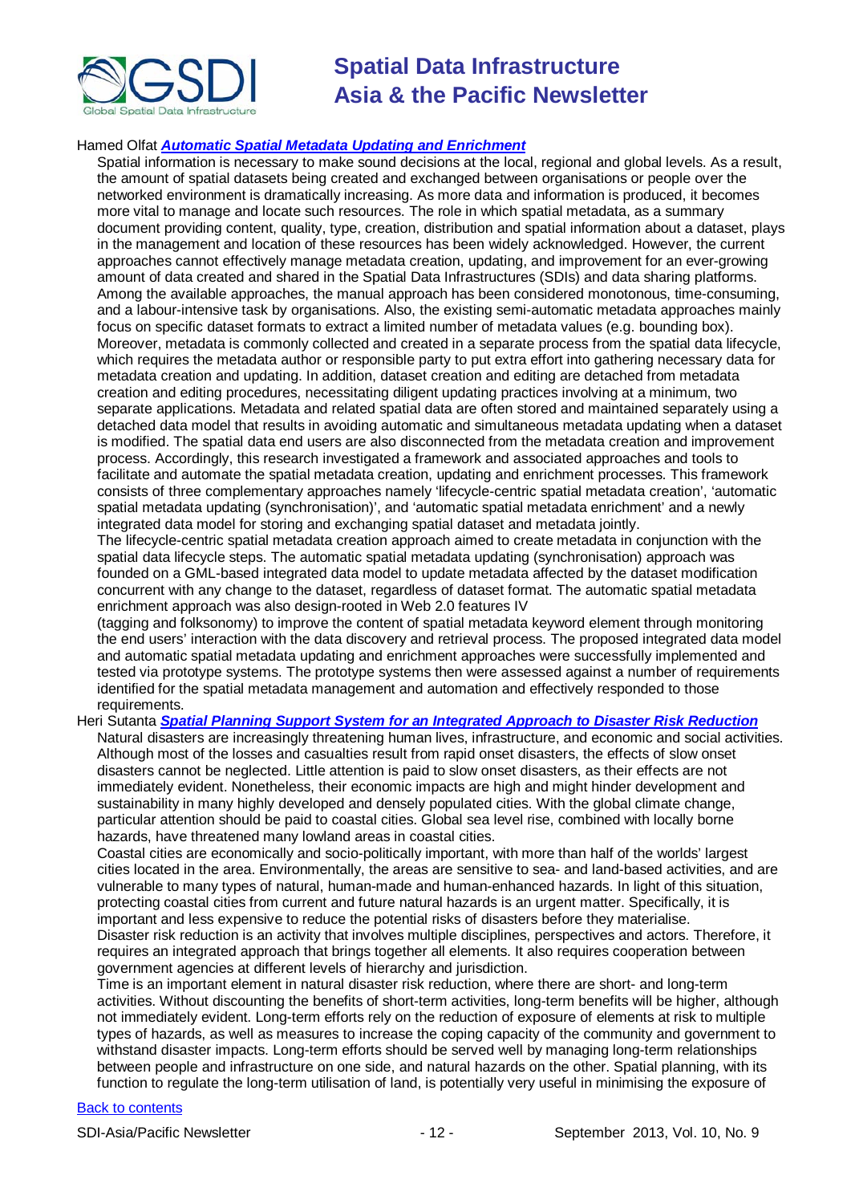Hamed Olfat ***Automatic Spatial Metadata Updating and Enrichment***

Spatial information is necessary to make sound decisions at the local, regional and global levels. As a result, the amount of spatial datasets being created and exchanged between organisations or people over the networked environment is dramatically increasing. As more data and information is produced, it becomes more vital to manage and locate such resources. The role in which spatial metadata, as a summary document providing content, quality, type, creation, distribution and spatial information about a dataset, plays in the management and location of these resources has been widely acknowledged. However, the current approaches cannot effectively manage metadata creation, updating, and improvement for an ever-growing amount of data created and shared in the Spatial Data Infrastructures (SDIs) and data sharing platforms. Among the available approaches, the manual approach has been considered monotonous, time-consuming, and a labour-intensive task by organisations. Also, the existing semi-automatic metadata approaches mainly focus on specific dataset formats to extract a limited number of metadata values (e.g. bounding box). Moreover, metadata is commonly collected and created in a separate process from the spatial data lifecycle, which requires the metadata author or responsible party to put extra effort into gathering necessary data for metadata creation and updating. In addition, dataset creation and editing are detached from metadata creation and editing procedures, necessitating diligent updating practices involving at a minimum, two separate applications. Metadata and related spatial data are often stored and maintained separately using a detached data model that results in avoiding automatic and simultaneous metadata updating when a dataset is modified. The spatial data end users are also disconnected from the metadata creation and improvement process. Accordingly, this research investigated a framework and associated approaches and tools to facilitate and automate the spatial metadata creation, updating and enrichment processes. This framework consists of three complementary approaches namely 'lifecycle-centric spatial metadata creation', 'automatic spatial metadata updating (synchronisation)', and 'automatic spatial metadata enrichment' and a newly integrated data model for storing and exchanging spatial dataset and metadata jointly.

The lifecycle-centric spatial metadata creation approach aimed to create metadata in conjunction with the spatial data lifecycle steps. The automatic spatial metadata updating (synchronisation) approach was founded on a GML-based integrated data model to update metadata affected by the dataset modification concurrent with any change to the dataset, regardless of dataset format. The automatic spatial metadata enrichment approach was also design-rooted in Web 2.0 features IV

(tagging and folksonomy) to improve the content of spatial metadata keyword element through monitoring the end users' interaction with the data discovery and retrieval process. The proposed integrated data model and automatic spatial metadata updating and enrichment approaches were successfully implemented and tested via prototype systems. The prototype systems then were assessed against a number of requirements identified for the spatial metadata management and automation and effectively responded to those requirements.

Heri Sutanta ***Spatial Planning Support System for an Integrated Approach to Disaster Risk Reduction***

Natural disasters are increasingly threatening human lives, infrastructure, and economic and social activities. Although most of the losses and casualties result from rapid onset disasters, the effects of slow onset disasters cannot be neglected. Little attention is paid to slow onset disasters, as their effects are not immediately evident. Nonetheless, their economic impacts are high and might hinder development and sustainability in many highly developed and densely populated cities. With the global climate change, particular attention should be paid to coastal cities. Global sea level rise, combined with locally borne hazards, have threatened many lowland areas in coastal cities.

Coastal cities are economically and socio-politically important, with more than half of the worlds' largest cities located in the area. Environmentally, the areas are sensitive to sea- and land-based activities, and are vulnerable to many types of natural, human-made and human-enhanced hazards. In light of this situation, protecting coastal cities from current and future natural hazards is an urgent matter. Specifically, it is important and less expensive to reduce the potential risks of disasters before they materialise.

Disaster risk reduction is an activity that involves multiple disciplines, perspectives and actors. Therefore, it requires an integrated approach that brings together all elements. It also requires cooperation between government agencies at different levels of hierarchy and jurisdiction.

Time is an important element in natural disaster risk reduction, where there are short- and long-term activities. Without discounting the benefits of short-term activities, long-term benefits will be higher, although not immediately evident. Long-term efforts rely on the reduction of exposure of elements at risk to multiple types of hazards, as well as measures to increase the coping capacity of the community and government to withstand disaster impacts. Long-term efforts should be served well by managing long-term relationships between people and infrastructure on one side, and natural hazards on the other. Spatial planning, with its function to regulate the long-term utilisation of land, is potentially very useful in minimising the exposure of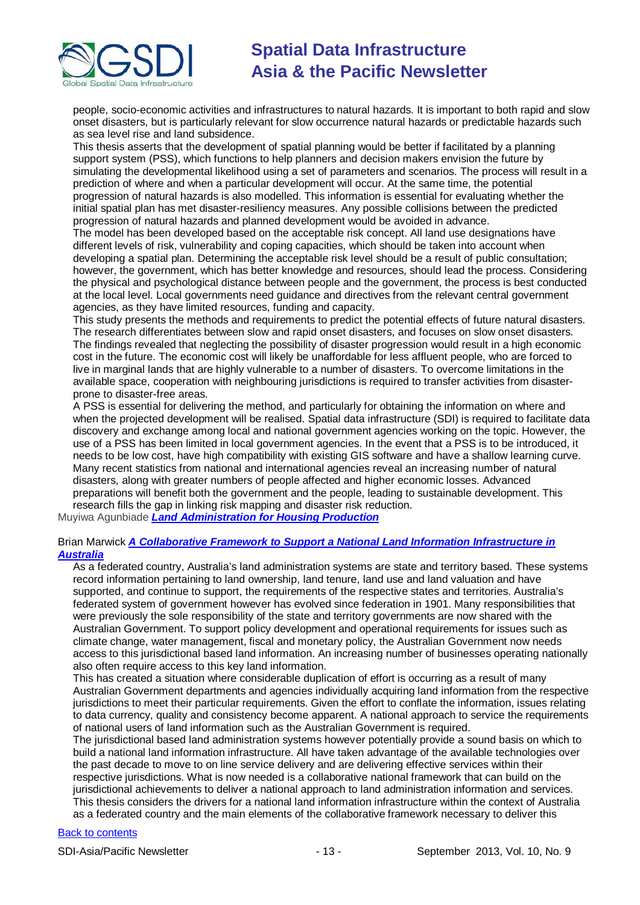people, socio-economic activities and infrastructures to natural hazards. It is important to both rapid and slow onset disasters, but is particularly relevant for slow occurrence natural hazards or predictable hazards such as sea level rise and land subsidence.

This thesis asserts that the development of spatial planning would be better if facilitated by a planning support system (PSS), which functions to help planners and decision makers envision the future by simulating the developmental likelihood using a set of parameters and scenarios. The process will result in a prediction of where and when a particular development will occur. At the same time, the potential progression of natural hazards is also modelled. This information is essential for evaluating whether the initial spatial plan has met disaster-resiliency measures. Any possible collisions between the predicted progression of natural hazards and planned development would be avoided in advance.

The model has been developed based on the acceptable risk concept. All land use designations have different levels of risk, vulnerability and coping capacities, which should be taken into account when developing a spatial plan. Determining the acceptable risk level should be a result of public consultation; however, the government, which has better knowledge and resources, should lead the process. Considering the physical and psychological distance between people and the government, the process is best conducted at the local level. Local governments need guidance and directives from the relevant central government agencies, as they have limited resources, funding and capacity.

This study presents the methods and requirements to predict the potential effects of future natural disasters. The research differentiates between slow and rapid onset disasters, and focuses on slow onset disasters. The findings revealed that neglecting the possibility of disaster progression would result in a high economic cost in the future. The economic cost will likely be unaffordable for less affluent people, who are forced to live in marginal lands that are highly vulnerable to a number of disasters. To overcome limitations in the available space, cooperation with neighbouring jurisdictions is required to transfer activities from disaster-prone to disaster-free areas.

A PSS is essential for delivering the method, and particularly for obtaining the information on where and when the projected development will be realised. Spatial data infrastructure (SDI) is required to facilitate data discovery and exchange among local and national government agencies working on the topic. However, the use of a PSS has been limited in local government agencies. In the event that a PSS is to be introduced, it needs to be low cost, have high compatibility with existing GIS software and have a shallow learning curve. Many recent statistics from national and international agencies reveal an increasing number of natural disasters, along with greater numbers of people affected and higher economic losses. Advanced preparations will benefit both the government and the people, leading to sustainable development. This research fills the gap in linking risk mapping and disaster risk reduction.

Muyiwa Agunbiade ***Land Administration for Housing Production***

Brian Marwick ***A Collaborative Framework to Support a National Land Information Infrastructure in Australia***

As a federated country, Australia's land administration systems are state and territory based. These systems record information pertaining to land ownership, land tenure, land use and land valuation and have supported, and continue to support, the requirements of the respective states and territories. Australia's federated system of government however has evolved since federation in 1901. Many responsibilities that were previously the sole responsibility of the state and territory governments are now shared with the Australian Government. To support policy development and operational requirements for issues such as climate change, water management, fiscal and monetary policy, the Australian Government now needs access to this jurisdictional based land information. An increasing number of businesses operating nationally also often require access to this key land information.

This has created a situation where considerable duplication of effort is occurring as a result of many Australian Government departments and agencies individually acquiring land information from the respective jurisdictions to meet their particular requirements. Given the effort to conflate the information, issues relating to data currency, quality and consistency become apparent. A national approach to service the requirements of national users of land information such as the Australian Government is required.

The jurisdictional based land administration systems however potentially provide a sound basis on which to build a national land information infrastructure. All have taken advantage of the available technologies over the past decade to move to on line service delivery and are delivering effective services within their respective jurisdictions. What is now needed is a collaborative national framework that can build on the jurisdictional achievements to deliver a national approach to land administration information and services. This thesis considers the drivers for a national land information infrastructure within the context of Australia as a federated country and the main elements of the collaborative framework necessary to deliver this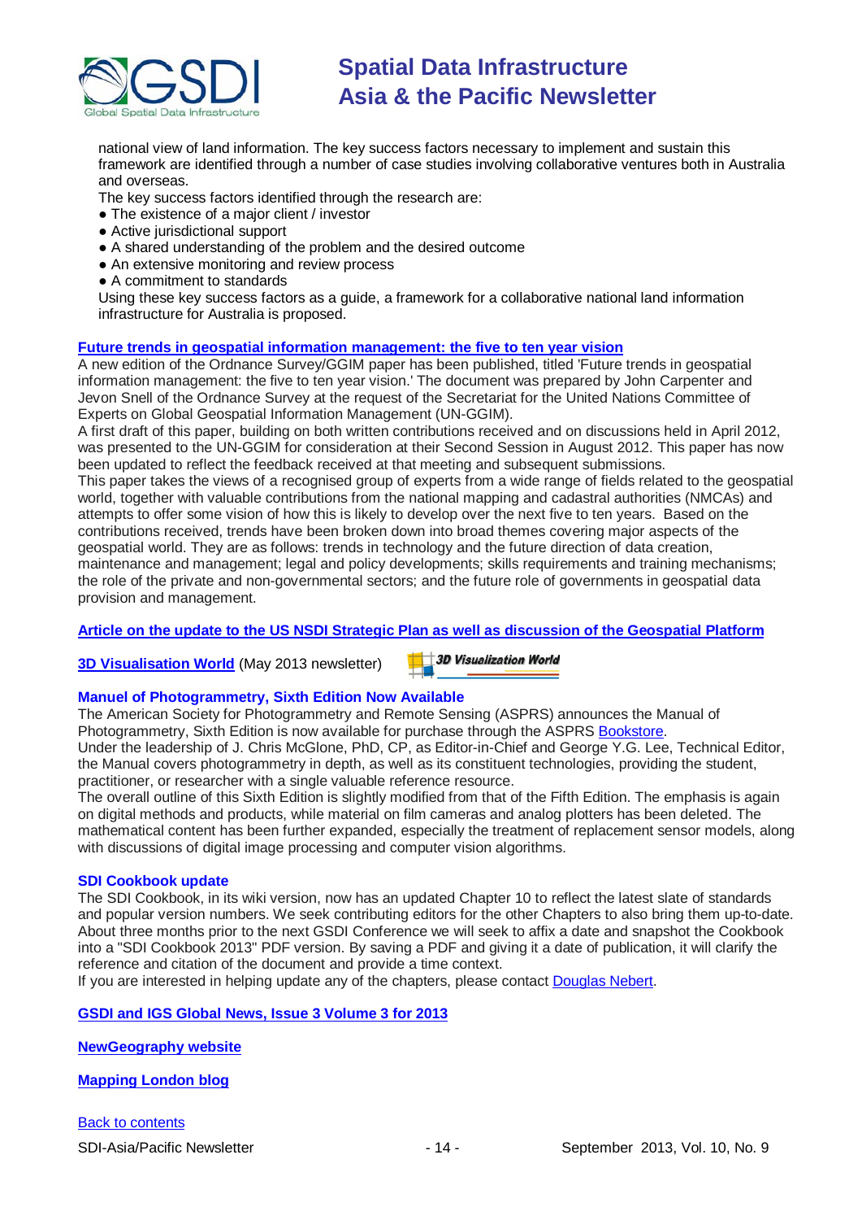national view of land information. The key success factors necessary to implement and sustain this framework are identified through a number of case studies involving collaborative ventures both in Australia and overseas.

The key success factors identified through the research are:

- The existence of a major client / investor
- Active jurisdictional support
- A shared understanding of the problem and the desired outcome
- An extensive monitoring and review process
- A commitment to standards

Using these key success factors as a guide, a framework for a collaborative national land information infrastructure for Australia is proposed.

**Future trends in geospatial information management: the five to ten year vision**

A new edition of the Ordnance Survey/GGIM paper has been published, titled 'Future trends in geospatial information management: the five to ten year vision.' The document was prepared by John Carpenter and Jevon Snell of the Ordnance Survey at the request of the Secretariat for the United Nations Committee of Experts on Global Geospatial Information Management (UN-GGIM).

A first draft of this paper, building on both written contributions received and on discussions held in April 2012, was presented to the UN-GGIM for consideration at their Second Session in August 2012. This paper has now been updated to reflect the feedback received at that meeting and subsequent submissions.

This paper takes the views of a recognised group of experts from a wide range of fields related to the geospatial world, together with valuable contributions from the national mapping and cadastral authorities (NMCAs) and attempts to offer some vision of how this is likely to develop over the next five to ten years. Based on the contributions received, trends have been broken down into broad themes covering major aspects of the geospatial world. They are as follows: trends in technology and the future direction of data creation, maintenance and management; legal and policy developments; skills requirements and training mechanisms; the role of the private and non-governmental sectors; and the future role of governments in geospatial data provision and management.

**Article on the update to the US NSDI Strategic Plan as well as discussion of the Geospatial Platform**

**3D Visualisation World** (May 2013 newsletter)

**Manuel of Photogrammetry, Sixth Edition Now Available**

The American Society for Photogrammetry and Remote Sensing (ASPRS) announces the Manual of Photogrammetry, Sixth Edition is now available for purchase through the ASPRS Bookstore.

Under the leadership of J. Chris McGlone, PhD, CP, as Editor-in-Chief and George Y.G. Lee, Technical Editor, the Manual covers photogrammetry in depth, as well as its constituent technologies, providing the student, practitioner, or researcher with a single valuable reference resource.

The overall outline of this Sixth Edition is slightly modified from that of the Fifth Edition. The emphasis is again on digital methods and products, while material on film cameras and analog plotters has been deleted. The mathematical content has been further expanded, especially the treatment of replacement sensor models, along with discussions of digital image processing and computer vision algorithms.

**SDI Cookbook update**

The SDI Cookbook, in its wiki version, now has an updated Chapter 10 to reflect the latest slate of standards and popular version numbers. We seek contributing editors for the other Chapters to also bring them up-to-date. About three months prior to the next GSDI Conference we will seek to affix a date and snapshot the Cookbook into a "SDI Cookbook 2013" PDF version. By saving a PDF and giving it a date of publication, it will clarify the reference and citation of the document and provide a time context.

If you are interested in helping update any of the chapters, please contact Douglas Nebert.

**GSDI and IGS Global News, Issue 3 Volume 3 for 2013**

**NewGeography website**

**Mapping London blog**

Back to contents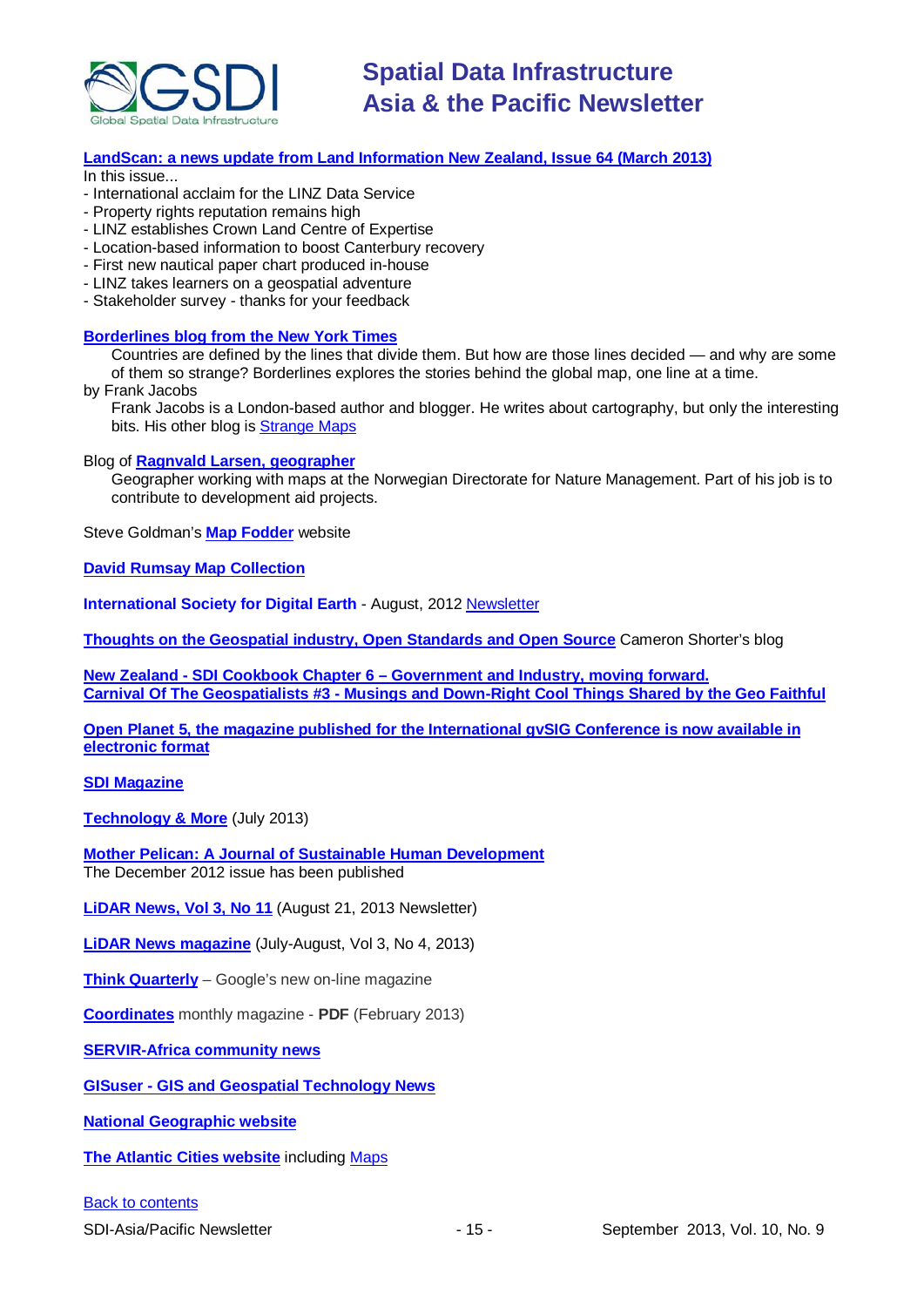**LandScan: a news update from Land Information New Zealand, Issue 64 (March 2013)**

In this issue...

- International acclaim for the LINZ Data Service
- Property rights reputation remains high
- LINZ establishes Crown Land Centre of Expertise
- Location-based information to boost Canterbury recovery
- First new nautical paper chart produced in-house
- LINZ takes learners on a geospatial adventure
- Stakeholder survey - thanks for your feedback

**Borderlines blog from the New York Times**

Countries are defined by the lines that divide them. But how are those lines decided — and why are some of them so strange? Borderlines explores the stories behind the global map, one line at a time.

by Frank Jacobs

Frank Jacobs is a London-based author and blogger. He writes about cartography, but only the interesting bits. His other blog is Strange Maps

Blog of **Ragnvald Larsen, geographer**

Geographer working with maps at the Norwegian Directorate for Nature Management. Part of his job is to contribute to development aid projects.

Steve Goldman's **Map Fodder** website

**David Rumsay Map Collection**

**International Society for Digital Earth** - August, 2012 Newsletter

**Thoughts on the Geospatial industry, Open Standards and Open Source** Cameron Shorter's blog

**New Zealand - SDI Cookbook Chapter 6 – Government and Industry, moving forward.**
**Carnival Of The Geospatialists #3 - Musings and Down-Right Cool Things Shared by the Geo Faithful**

**Open Planet 5, the magazine published for the International gvSIG Conference is now available in electronic format**

**SDI Magazine**

**Technology & More** (July 2013)

**Mother Pelican: A Journal of Sustainable Human Development**
The December 2012 issue has been published

**LiDAR News, Vol 3, No 11** (August 21, 2013 Newsletter)

**LiDAR News magazine** (July-August, Vol 3, No 4, 2013)

**Think Quarterly** – Google's new on-line magazine

**Coordinates** monthly magazine - **PDF** (February 2013)

**SERVIR-Africa community news**

**GISuser - GIS and Geospatial Technology News**

**National Geographic website**

**The Atlantic Cities website** including Maps

Back to contents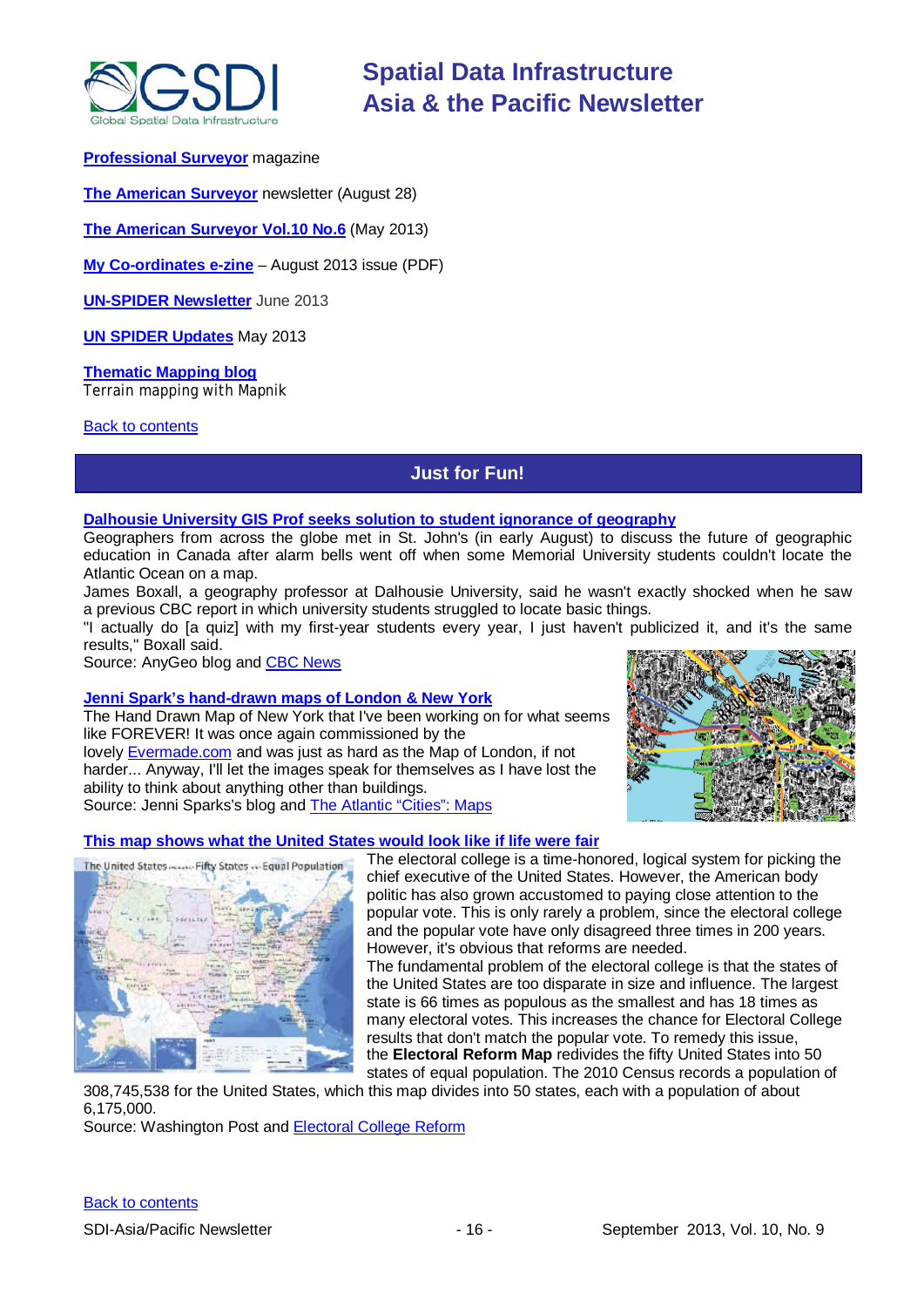**Professional Surveyor** magazine

**The American Surveyor** newsletter (August 28)

**The American Surveyor Vol.10 No.6** (May 2013)

**My Co-ordinates e-zine** – August 2013 issue (PDF)

**UN-SPIDER Newsletter** June 2013

**UN SPIDER Updates** May 2013

**Thematic Mapping blog**
Terrain mapping with Mapnik

Back to contents

## Just for Fun!

**Dalhousie University GIS Prof seeks solution to student ignorance of geography**

Geographers from across the globe met in St. John's (in early August) to discuss the future of geographic education in Canada after alarm bells went off when some Memorial University students couldn't locate the Atlantic Ocean on a map.

James Boxall, a geography professor at Dalhousie University, said he wasn't exactly shocked when he saw a previous CBC report in which university students struggled to locate basic things.

"I actually do [a quiz] with my first-year students every year, I just haven't publicized it, and it's the same results," Boxall said.

Source: AnyGeo blog and CBC News

**Jenni Spark's hand-drawn maps of London & New York**

The Hand Drawn Map of New York that I've been working on for what seems like FOREVER! It was once again commissioned by the lovely Evermade.com and was just as hard as the Map of London, if not harder... Anyway, I'll let the images speak for themselves as I have lost the ability to think about anything other than buildings.

Source: Jenni Sparks's blog and The Atlantic "Cities": Maps

**This map shows what the United States would look like if life were fair**

The electoral college is a time-honored, logical system for picking the chief executive of the United States. However, the American body politic has also grown accustomed to paying close attention to the popular vote. This is only rarely a problem, since the electoral college and the popular vote have only disagreed three times in 200 years. However, it's obvious that reforms are needed.

The fundamental problem of the electoral college is that the states of the United States are too disparate in size and influence. The largest state is 66 times as populous as the smallest and has 18 times as many electoral votes. This increases the chance for Electoral College results that don't match the popular vote. To remedy this issue, the **Electoral Reform Map** redivides the fifty United States into 50 states of equal population. The 2010 Census records a population of 308,745,538 for the United States, which this map divides into 50 states, each with a population of about 6,175,000.

Source: Washington Post and Electoral College Reform

Back to contents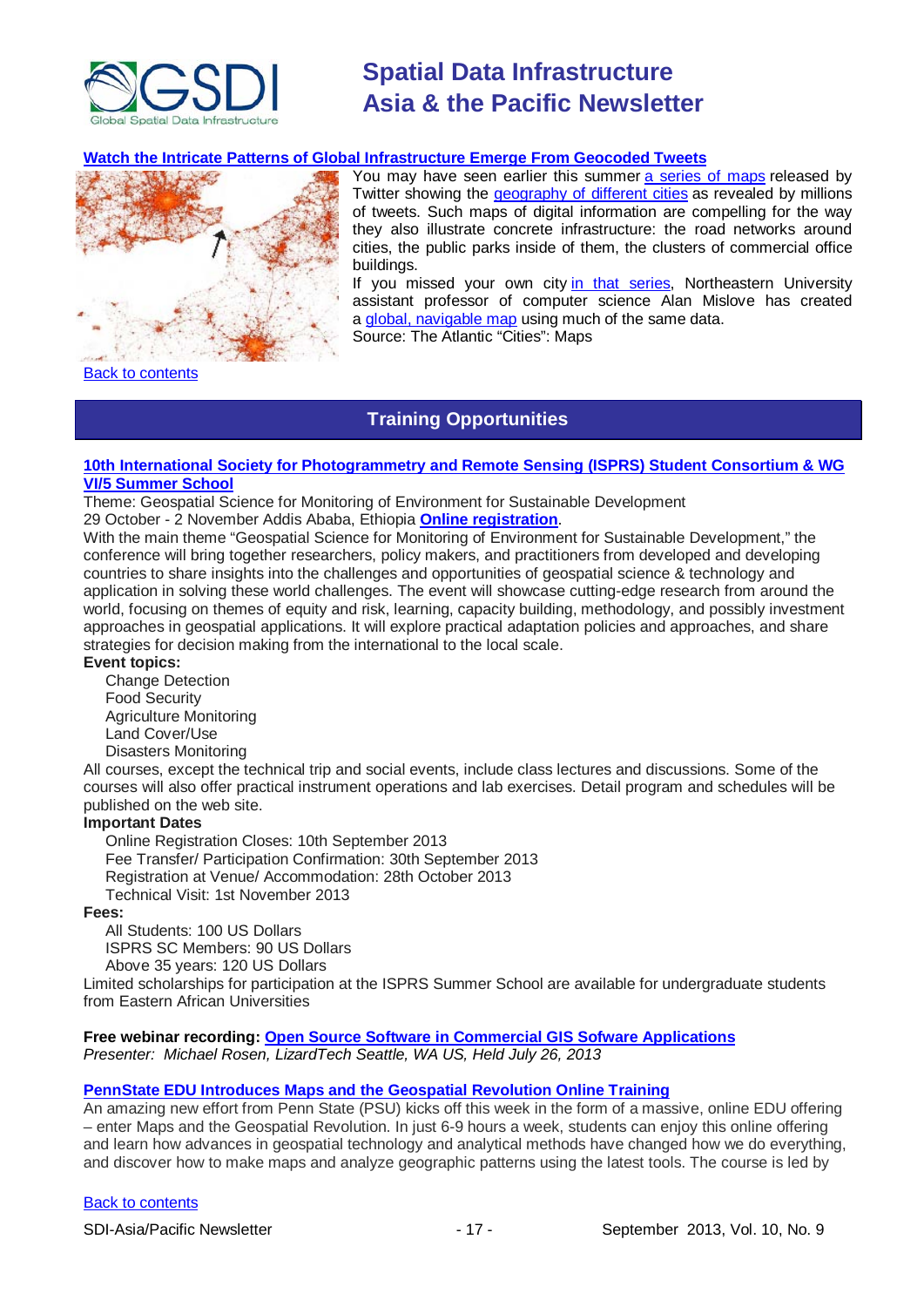**Watch the Intricate Patterns of Global Infrastructure Emerge From Geocoded Tweets**

You may have seen earlier this summer a series of maps released by Twitter showing the geography of different cities as revealed by millions of tweets. Such maps of digital information are compelling for the way they also illustrate concrete infrastructure: the road networks around cities, the public parks inside of them, the clusters of commercial office buildings.

If you missed your own city in that series, Northeastern University assistant professor of computer science Alan Mislove has created a global, navigable map using much of the same data.

Source: The Atlantic "Cities": Maps

Back to contents

## Training Opportunities

**10th International Society for Photogrammetry and Remote Sensing (ISPRS) Student Consortium & WG VI/5 Summer School**

Theme: Geospatial Science for Monitoring of Environment for Sustainable Development

29 October - 2 November Addis Ababa, Ethiopia **Online registration**.

With the main theme "Geospatial Science for Monitoring of Environment for Sustainable Development," the conference will bring together researchers, policy makers, and practitioners from developed and developing countries to share insights into the challenges and opportunities of geospatial science & technology and application in solving these world challenges. The event will showcase cutting-edge research from around the world, focusing on themes of equity and risk, learning, capacity building, methodology, and possibly investment approaches in geospatial applications. It will explore practical adaptation policies and approaches, and share strategies for decision making from the international to the local scale.

**Event topics:**

- Change Detection
- Food Security
- Agriculture Monitoring
- Land Cover/Use
- Disasters Monitoring

All courses, except the technical trip and social events, include class lectures and discussions. Some of the courses will also offer practical instrument operations and lab exercises. Detail program and schedules will be published on the web site.

**Important Dates**

- Online Registration Closes: 10th September 2013
- Fee Transfer/ Participation Confirmation: 30th September 2013
- Registration at Venue/ Accommodation: 28th October 2013
- Technical Visit: 1st November 2013

**Fees:**

- All Students: 100 US Dollars
- ISPRS SC Members: 90 US Dollars
- Above 35 years: 120 US Dollars

Limited scholarships for participation at the ISPRS Summer School are available for undergraduate students from Eastern African Universities

**Free webinar recording: Open Source Software in Commercial GIS Sofware Applications**

*Presenter: Michael Rosen, LizardTech Seattle, WA US, Held July 26, 2013*

**PennState EDU Introduces Maps and the Geospatial Revolution Online Training**

An amazing new effort from Penn State (PSU) kicks off this week in the form of a massive, online EDU offering – enter Maps and the Geospatial Revolution. In just 6-9 hours a week, students can enjoy this online offering and learn how advances in geospatial technology and analytical methods have changed how we do everything, and discover how to make maps and analyze geographic patterns using the latest tools. The course is led by

Back to contents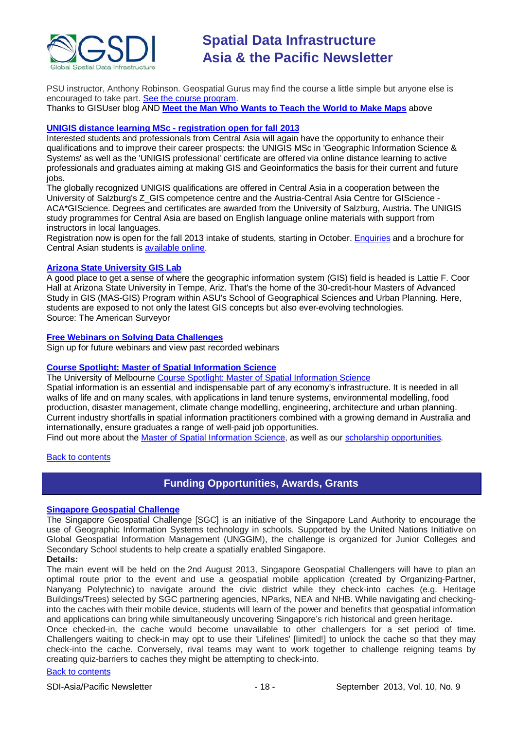PSU instructor, Anthony Robinson. Geospatial Gurus may find the course a little simple but anyone else is encouraged to take part. See the course program.
Thanks to GISUser blog AND **Meet the Man Who Wants to Teach the World to Make Maps** above

**UNIGIS distance learning MSc - registration open for fall 2013**
Interested students and professionals from Central Asia will again have the opportunity to enhance their qualifications and to improve their career prospects: the UNIGIS MSc in 'Geographic Information Science & Systems' as well as the 'UNIGIS professional' certificate are offered via online distance learning to active professionals and graduates aiming at making GIS and Geoinformatics the basis for their current and future jobs.
The globally recognized UNIGIS qualifications are offered in Central Asia in a cooperation between the University of Salzburg's Z_GIS competence centre and the Austria-Central Asia Centre for GIScience - ACA*GIScience. Degrees and certificates are awarded from the University of Salzburg, Austria. The UNIGIS study programmes for Central Asia are based on English language online materials with support from instructors in local languages.
Registration now is open for the fall 2013 intake of students, starting in October. Enquiries and a brochure for Central Asian students is available online.

**Arizona State University GIS Lab**
A good place to get a sense of where the geographic information system (GIS) field is headed is Lattie F. Coor Hall at Arizona State University in Tempe, Ariz. That's the home of the 30-credit-hour Masters of Advanced Study in GIS (MAS-GIS) Program within ASU's School of Geographical Sciences and Urban Planning. Here, students are exposed to not only the latest GIS concepts but also ever-evolving technologies.
Source: The American Surveyor

**Free Webinars on Solving Data Challenges**
Sign up for future webinars and view past recorded webinars

**Course Spotlight: Master of Spatial Information Science**
The University of Melbourne Course Spotlight: Master of Spatial Information Science
Spatial information is an essential and indispensable part of any economy's infrastructure. It is needed in all walks of life and on many scales, with applications in land tenure systems, environmental modelling, food production, disaster management, climate change modelling, engineering, architecture and urban planning. Current industry shortfalls in spatial information practitioners combined with a growing demand in Australia and internationally, ensure graduates a range of well-paid job opportunities.
Find out more about the Master of Spatial Information Science, as well as our scholarship opportunities.

Back to contents

## Funding Opportunities, Awards, Grants

**Singapore Geospatial Challenge**
The Singapore Geospatial Challenge [SGC] is an initiative of the Singapore Land Authority to encourage the use of Geographic Information Systems technology in schools. Supported by the United Nations Initiative on Global Geospatial Information Management (UNGGIM), the challenge is organized for Junior Colleges and Secondary School students to help create a spatially enabled Singapore.

**Details:**

The main event will be held on the 2nd August 2013, Singapore Geospatial Challengers will have to plan an optimal route prior to the event and use a geospatial mobile application (created by Organizing-Partner, Nanyang Polytechnic) to navigate around the civic district while they check-into caches (e.g. Heritage Buildings/Trees) selected by SGC partnering agencies, NParks, NEA and NHB. While navigating and checking-into the caches with their mobile device, students will learn of the power and benefits that geospatial information and applications can bring while simultaneously uncovering Singapore's rich historical and green heritage.
Once checked-in, the cache would become unavailable to other challengers for a set period of time. Challengers waiting to check-in may opt to use their 'Lifelines' [limited!] to unlock the cache so that they may check-into the cache. Conversely, rival teams may want to work together to challenge reigning teams by creating quiz-barriers to caches they might be attempting to check-into.

Back to contents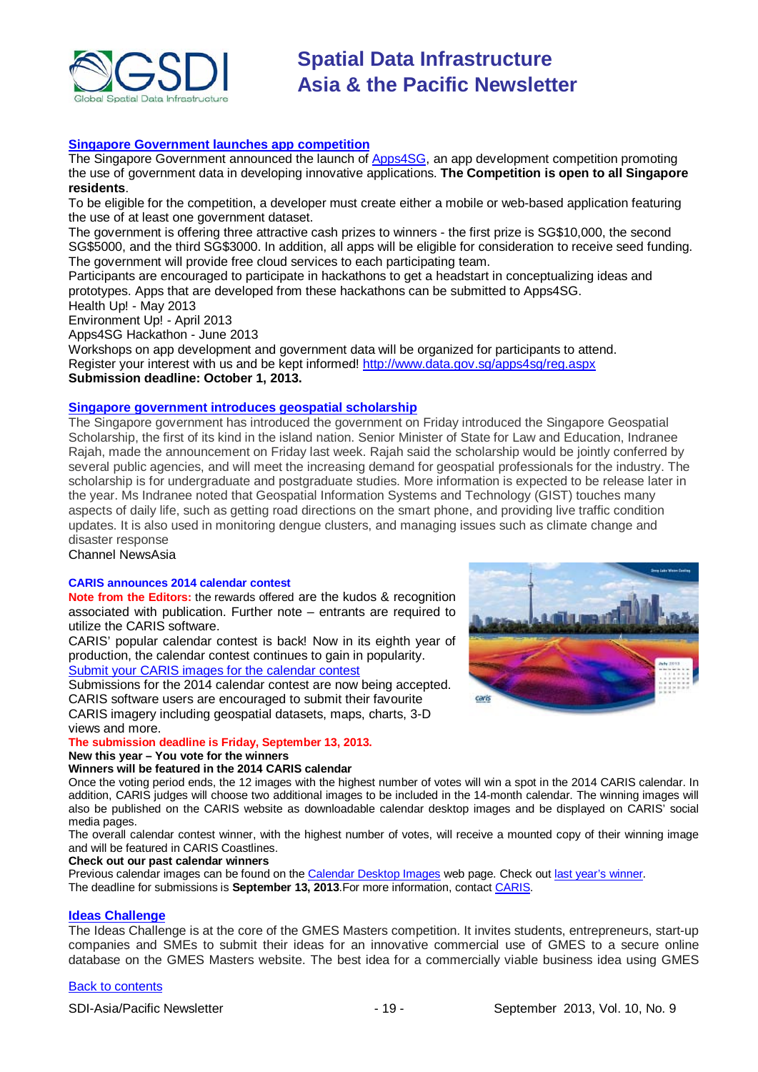### Singapore Government launches app competition

The Singapore Government announced the launch of Apps4SG, an app development competition promoting the use of government data in developing innovative applications. **The Competition is open to all Singapore residents**.

To be eligible for the competition, a developer must create either a mobile or web-based application featuring the use of at least one government dataset.

The government is offering three attractive cash prizes to winners - the first prize is SG$10,000, the second SG$5000, and the third SG$3000. In addition, all apps will be eligible for consideration to receive seed funding. The government will provide free cloud services to each participating team.

Participants are encouraged to participate in hackathons to get a headstart in conceptualizing ideas and prototypes. Apps that are developed from these hackathons can be submitted to Apps4SG.

Health Up! - May 2013
Environment Up! - April 2013
Apps4SG Hackathon - June 2013

Workshops on app development and government data will be organized for participants to attend.

Register your interest with us and be kept informed! http://www.data.gov.sg/apps4sg/reg.aspx

**Submission deadline: October 1, 2013.**

### Singapore government introduces geospatial scholarship

The Singapore government has introduced the government on Friday introduced the Singapore Geospatial Scholarship, the first of its kind in the island nation. Senior Minister of State for Law and Education, Indranee Rajah, made the announcement on Friday last week. Rajah said the scholarship would be jointly conferred by several public agencies, and will meet the increasing demand for geospatial professionals for the industry. The scholarship is for undergraduate and postgraduate studies. More information is expected to be release later in the year. Ms Indranee noted that Geospatial Information Systems and Technology (GIST) touches many aspects of daily life, such as getting road directions on the smart phone, and providing live traffic condition updates. It is also used in monitoring dengue clusters, and managing issues such as climate change and disaster response

Channel NewsAsia

### CARIS announces 2014 calendar contest

**Note from the Editors:** the rewards offered are the kudos & recognition associated with publication. Further note – entrants are required to utilize the CARIS software.

CARIS' popular calendar contest is back! Now in its eighth year of production, the calendar contest continues to gain in popularity.

Submit your CARIS images for the calendar contest

Submissions for the 2014 calendar contest are now being accepted. CARIS software users are encouraged to submit their favourite CARIS imagery including geospatial datasets, maps, charts, 3-D views and more.

**The submission deadline is Friday, September 13, 2013.**

**New this year – You vote for the winners**

**Winners will be featured in the 2014 CARIS calendar**

Once the voting period ends, the 12 images with the highest number of votes will win a spot in the 2014 CARIS calendar. In addition, CARIS judges will choose two additional images to be included in the 14-month calendar. The winning images will also be published on the CARIS website as downloadable calendar desktop images and be displayed on CARIS' social media pages.

The overall calendar contest winner, with the highest number of votes, will receive a mounted copy of their winning image and will be featured in CARIS Coastlines.

**Check out our past calendar winners**

Previous calendar images can be found on the Calendar Desktop Images web page. Check out last year's winner.

The deadline for submissions is **September 13, 2013**.For more information, contact CARIS.

### Ideas Challenge

The Ideas Challenge is at the core of the GMES Masters competition. It invites students, entrepreneurs, start-up companies and SMEs to submit their ideas for an innovative commercial use of GMES to a secure online database on the GMES Masters website. The best idea for a commercially viable business idea using GMES

Back to contents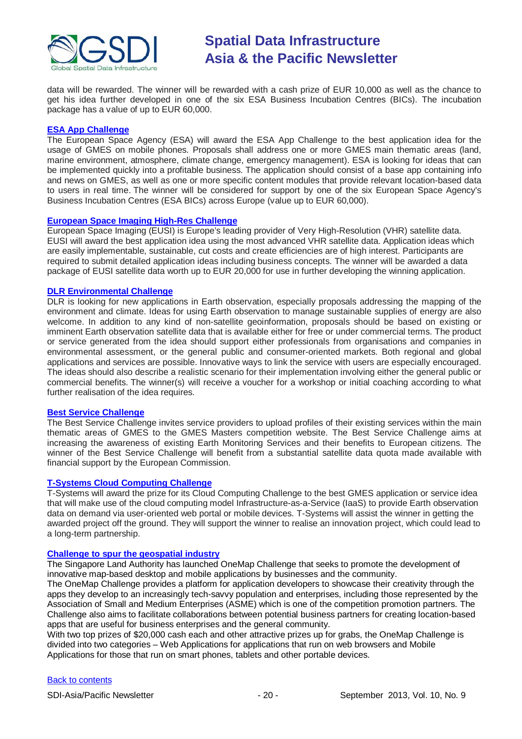data will be rewarded. The winner will be rewarded with a cash prize of EUR 10,000 as well as the chance to get his idea further developed in one of the six ESA Business Incubation Centres (BICs). The incubation package has a value of up to EUR 60,000.

### ESA App Challenge

The European Space Agency (ESA) will award the ESA App Challenge to the best application idea for the usage of GMES on mobile phones. Proposals shall address one or more GMES main thematic areas (land, marine environment, atmosphere, climate change, emergency management). ESA is looking for ideas that can be implemented quickly into a profitable business. The application should consist of a base app containing info and news on GMES, as well as one or more specific content modules that provide relevant location-based data to users in real time. The winner will be considered for support by one of the six European Space Agency's Business Incubation Centres (ESA BICs) across Europe (value up to EUR 60,000).

### European Space Imaging High-Res Challenge

European Space Imaging (EUSI) is Europe's leading provider of Very High-Resolution (VHR) satellite data. EUSI will award the best application idea using the most advanced VHR satellite data. Application ideas which are easily implementable, sustainable, cut costs and create efficiencies are of high interest. Participants are required to submit detailed application ideas including business concepts. The winner will be awarded a data package of EUSI satellite data worth up to EUR 20,000 for use in further developing the winning application.

### DLR Environmental Challenge

DLR is looking for new applications in Earth observation, especially proposals addressing the mapping of the environment and climate. Ideas for using Earth observation to manage sustainable supplies of energy are also welcome. In addition to any kind of non-satellite geoinformation, proposals should be based on existing or imminent Earth observation satellite data that is available either for free or under commercial terms. The product or service generated from the idea should support either professionals from organisations and companies in environmental assessment, or the general public and consumer-oriented markets. Both regional and global applications and services are possible. Innovative ways to link the service with users are especially encouraged. The ideas should also describe a realistic scenario for their implementation involving either the general public or commercial benefits. The winner(s) will receive a voucher for a workshop or initial coaching according to what further realisation of the idea requires.

### Best Service Challenge

The Best Service Challenge invites service providers to upload profiles of their existing services within the main thematic areas of GMES to the GMES Masters competition website. The Best Service Challenge aims at increasing the awareness of existing Earth Monitoring Services and their benefits to European citizens. The winner of the Best Service Challenge will benefit from a substantial satellite data quota made available with financial support by the European Commission.

### T-Systems Cloud Computing Challenge

T-Systems will award the prize for its Cloud Computing Challenge to the best GMES application or service idea that will make use of the cloud computing model Infrastructure-as-a-Service (IaaS) to provide Earth observation data on demand via user-oriented web portal or mobile devices. T-Systems will assist the winner in getting the awarded project off the ground. They will support the winner to realise an innovation project, which could lead to a long-term partnership.

### Challenge to spur the geospatial industry

The Singapore Land Authority has launched OneMap Challenge that seeks to promote the development of innovative map-based desktop and mobile applications by businesses and the community.

The OneMap Challenge provides a platform for application developers to showcase their creativity through the apps they develop to an increasingly tech-savvy population and enterprises, including those represented by the Association of Small and Medium Enterprises (ASME) which is one of the competition promotion partners. The Challenge also aims to facilitate collaborations between potential business partners for creating location-based apps that are useful for business enterprises and the general community.

With two top prizes of $20,000 cash each and other attractive prizes up for grabs, the OneMap Challenge is divided into two categories – Web Applications for applications that run on web browsers and Mobile Applications for those that run on smart phones, tablets and other portable devices.

Back to contents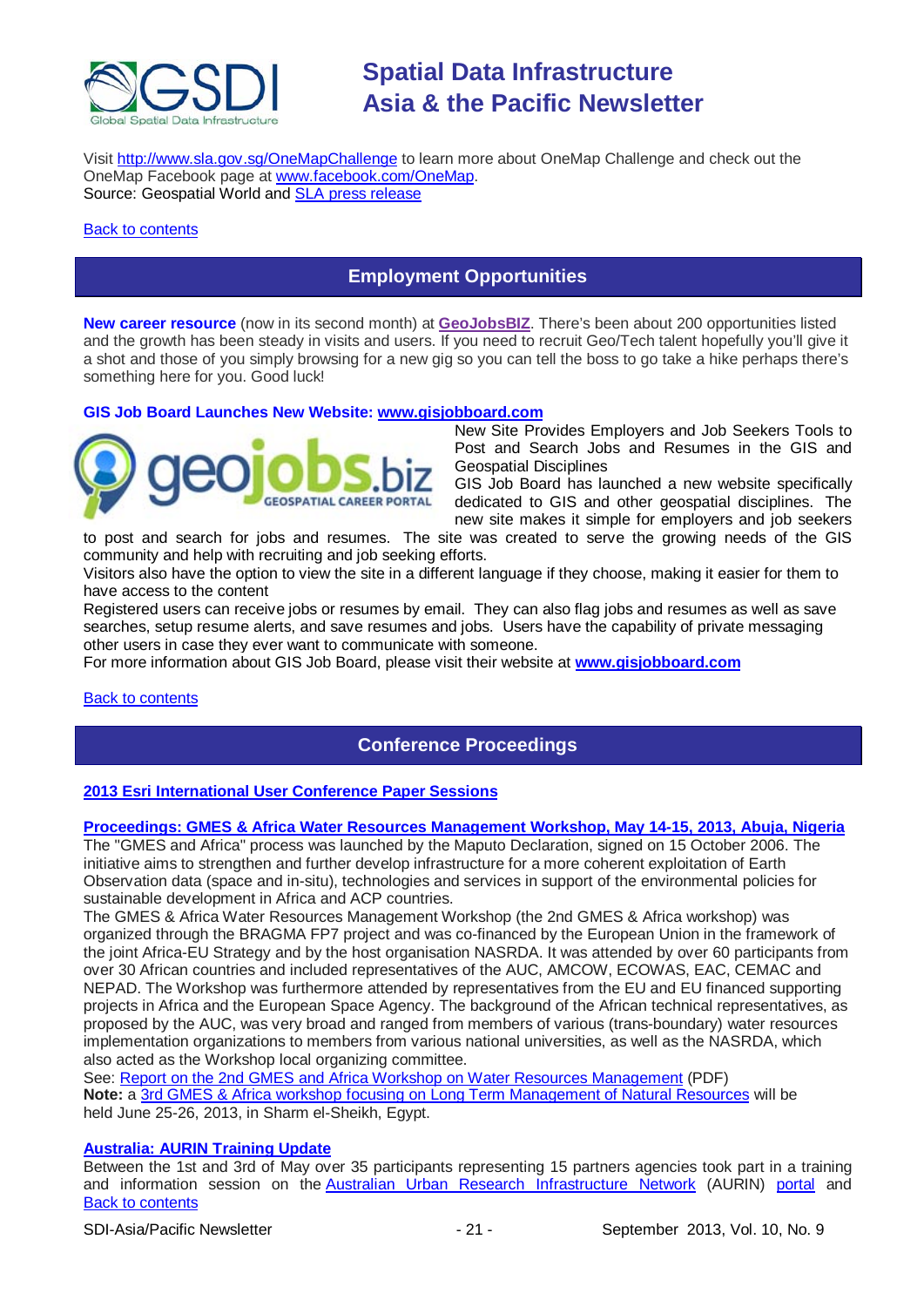Visit http://www.sla.gov.sg/OneMapChallenge to learn more about OneMap Challenge and check out the OneMap Facebook page at www.facebook.com/OneMap.
Source: Geospatial World and SLA press release

Back to contents

## Employment Opportunities

**New career resource** (now in its second month) at **GeoJobsBIZ**. There's been about 200 opportunities listed and the growth has been steady in visits and users. If you need to recruit Geo/Tech talent hopefully you'll give it a shot and those of you simply browsing for a new gig so you can tell the boss to go take a hike perhaps there's something here for you. Good luck!

### GIS Job Board Launches New Website: www.gisjobboard.com

New Site Provides Employers and Job Seekers Tools to Post and Search Jobs and Resumes in the GIS and Geospatial Disciplines

GIS Job Board has launched a new website specifically dedicated to GIS and other geospatial disciplines. The new site makes it simple for employers and job seekers to post and search for jobs and resumes. The site was created to serve the growing needs of the GIS community and help with recruiting and job seeking efforts.

Visitors also have the option to view the site in a different language if they choose, making it easier for them to have access to the content

Registered users can receive jobs or resumes by email. They can also flag jobs and resumes as well as save searches, setup resume alerts, and save resumes and jobs. Users have the capability of private messaging other users in case they ever want to communicate with someone.

For more information about GIS Job Board, please visit their website at **www.gisjobboard.com**

Back to contents

## Conference Proceedings

### 2013 Esri International User Conference Paper Sessions

### Proceedings: GMES & Africa Water Resources Management Workshop, May 14-15, 2013, Abuja, Nigeria

The "GMES and Africa" process was launched by the Maputo Declaration, signed on 15 October 2006. The initiative aims to strengthen and further develop infrastructure for a more coherent exploitation of Earth Observation data (space and in-situ), technologies and services in support of the environmental policies for sustainable development in Africa and ACP countries.

The GMES & Africa Water Resources Management Workshop (the 2nd GMES & Africa workshop) was organized through the BRAGMA FP7 project and was co-financed by the European Union in the framework of the joint Africa-EU Strategy and by the host organisation NASRDA. It was attended by over 60 participants from over 30 African countries and included representatives of the AUC, AMCOW, ECOWAS, EAC, CEMAC and NEPAD. The Workshop was furthermore attended by representatives from the EU and EU financed supporting projects in Africa and the European Space Agency. The background of the African technical representatives, as proposed by the AUC, was very broad and ranged from members of various (trans-boundary) water resources implementation organizations to members from various national universities, as well as the NASRDA, which also acted as the Workshop local organizing committee.

See: Report on the 2nd GMES and Africa Workshop on Water Resources Management (PDF)

**Note:** a 3rd GMES & Africa workshop focusing on Long Term Management of Natural Resources will be held June 25-26, 2013, in Sharm el-Sheikh, Egypt.

### Australia: AURIN Training Update

Between the 1st and 3rd of May over 35 participants representing 15 partners agencies took part in a training and information session on the Australian Urban Research Infrastructure Network (AURIN) portal and

Back to contents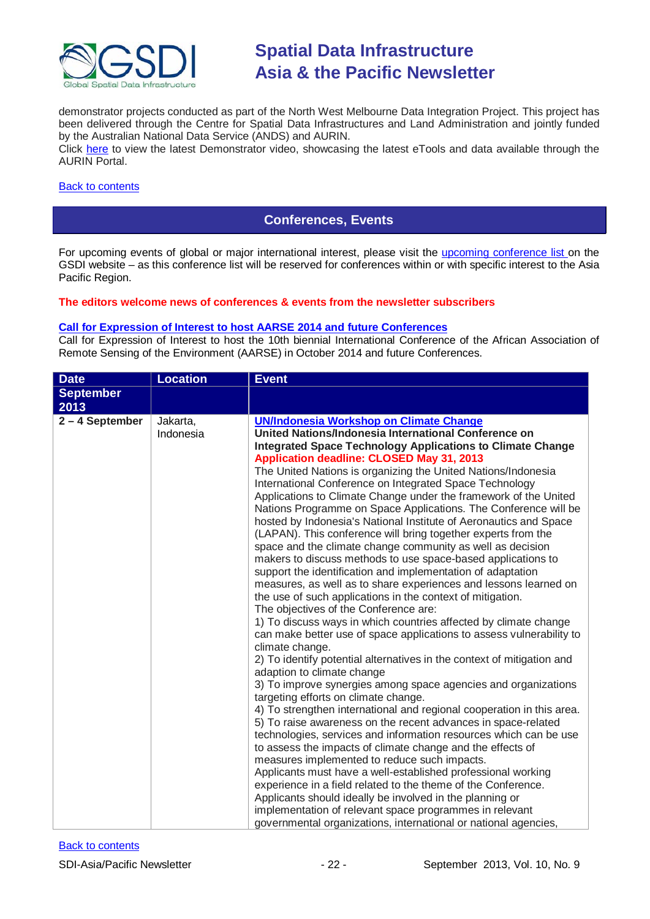demonstrator projects conducted as part of the North West Melbourne Data Integration Project. This project has been delivered through the Centre for Spatial Data Infrastructures and Land Administration and jointly funded by the Australian National Data Service (ANDS) and AURIN.
Click here to view the latest Demonstrator video, showcasing the latest eTools and data available through the AURIN Portal.

Back to contents

## Conferences, Events

For upcoming events of global or major international interest, please visit the upcoming conference list on the GSDI website – as this conference list will be reserved for conferences within or with specific interest to the Asia Pacific Region.

**The editors welcome news of conferences & events from the newsletter subscribers**

**Call for Expression of Interest to host AARSE 2014 and future Conferences**
Call for Expression of Interest to host the 10th biennial International Conference of the African Association of Remote Sensing of the Environment (AARSE) in October 2014 and future Conferences.

| Date | Location | Event |
|---|---|---|
| **September 2013** | | |
| **2 – 4 September** | Jakarta, Indonesia | **UN/Indonesia Workshop on Climate Change**<br>**United Nations/Indonesia International Conference on Integrated Space Technology Applications to Climate Change**<br>**Application deadline: CLOSED May 31, 2013**<br>The United Nations is organizing the United Nations/Indonesia International Conference on Integrated Space Technology Applications to Climate Change under the framework of the United Nations Programme on Space Applications. The Conference will be hosted by Indonesia's National Institute of Aeronautics and Space (LAPAN). This conference will bring together experts from the space and the climate change community as well as decision makers to discuss methods to use space-based applications to support the identification and implementation of adaptation measures, as well as to share experiences and lessons learned on the use of such applications in the context of mitigation.<br>The objectives of the Conference are:<br>1) To discuss ways in which countries affected by climate change can make better use of space applications to assess vulnerability to climate change.<br>2) To identify potential alternatives in the context of mitigation and adaption to climate change<br>3) To improve synergies among space agencies and organizations targeting efforts on climate change.<br>4) To strengthen international and regional cooperation in this area.<br>5) To raise awareness on the recent advances in space-related technologies, services and information resources which can be use to assess the impacts of climate change and the effects of measures implemented to reduce such impacts.<br>Applicants must have a well-established professional working experience in a field related to the theme of the Conference. Applicants should ideally be involved in the planning or implementation of relevant space programmes in relevant governmental organizations, international or national agencies, |

Back to contents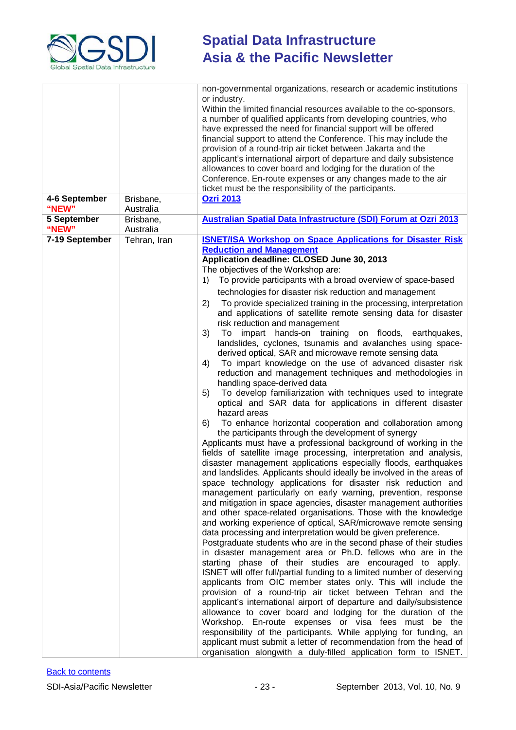| | | |
|---|---|---|
| | | non-governmental organizations, research or academic institutions or industry.<br>Within the limited financial resources available to the co-sponsors, a number of qualified applicants from developing countries, who have expressed the need for financial support will be offered financial support to attend the Conference. This may include the provision of a round-trip air ticket between Jakarta and the applicant's international airport of departure and daily subsistence allowances to cover board and lodging for the duration of the Conference. En-route expenses or any changes made to the air ticket must be the responsibility of the participants. |
| **4-6 September "NEW"** | Brisbane, Australia | **Ozri 2013** |
| **5 September "NEW"** | Brisbane, Australia | **Australian Spatial Data Infrastructure (SDI) Forum at Ozri 2013** |
| **7-19 September** | Tehran, Iran | **ISNET/ISA Workshop on Space Applications for Disaster Risk Reduction and Management**<br>**Application deadline: CLOSED June 30, 2013**<br>The objectives of the Workshop are:<br>1) To provide participants with a broad overview of space-based technologies for disaster risk reduction and management<br>2) To provide specialized training in the processing, interpretation and applications of satellite remote sensing data for disaster risk reduction and management<br>3) To impart hands-on training on floods, earthquakes, landslides, cyclones, tsunamis and avalanches using space-derived optical, SAR and microwave remote sensing data<br>4) To impart knowledge on the use of advanced disaster risk reduction and management techniques and methodologies in handling space-derived data<br>5) To develop familiarization with techniques used to integrate optical and SAR data for applications in different disaster hazard areas<br>6) To enhance horizontal cooperation and collaboration among the participants through the development of synergy<br>Applicants must have a professional background of working in the fields of satellite image processing, interpretation and analysis, disaster management applications especially floods, earthquakes and landslides. Applicants should ideally be involved in the areas of space technology applications for disaster risk reduction and management particularly on early warning, prevention, response and mitigation in space agencies, disaster management authorities and other space-related organisations. Those with the knowledge and working experience of optical, SAR/microwave remote sensing data processing and interpretation would be given preference.<br>Postgraduate students who are in the second phase of their studies in disaster management area or Ph.D. fellows who are in the starting phase of their studies are encouraged to apply. ISNET will offer full/partial funding to a limited number of deserving applicants from OIC member states only. This will include the provision of a round-trip air ticket between Tehran and the applicant's international airport of departure and daily/subsistence allowance to cover board and lodging for the duration of the Workshop. En-route expenses or visa fees must be the responsibility of the participants. While applying for funding, an applicant must submit a letter of recommendation from the head of organisation alongwith a duly-filled application form to ISNET. |

Back to contents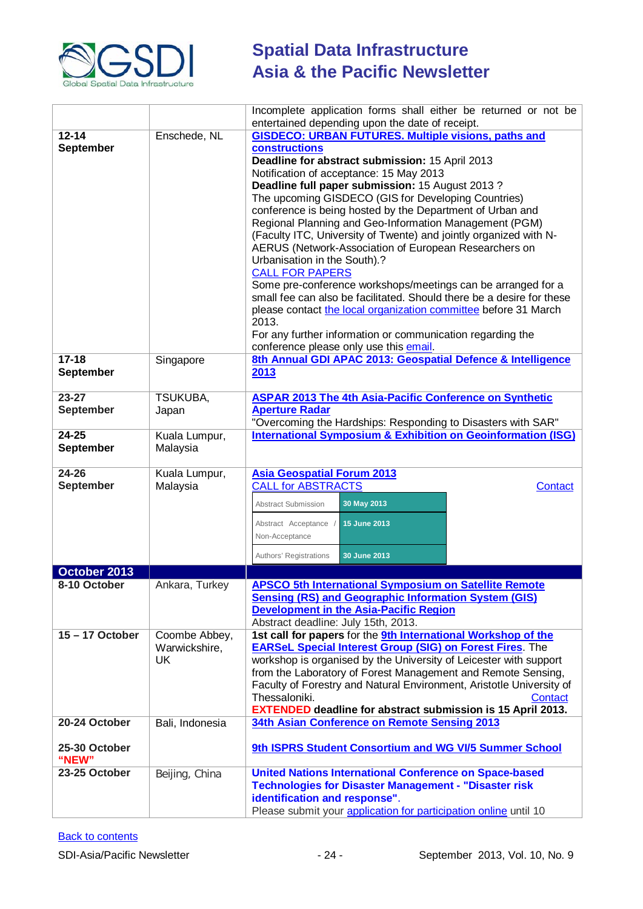| | | |
|---|---|---|
| | | Incomplete application forms shall either be returned or not be entertained depending upon the date of receipt. |
| **12-14 September** | Enschede, NL | **GISDECO: URBAN FUTURES. Multiple visions, paths and constructions**<br>**Deadline for abstract submission:** 15 April 2013<br>Notification of acceptance: 15 May 2013<br>**Deadline full paper submission:** 15 August 2013 ?<br>The upcoming GISDECO (GIS for Developing Countries) conference is being hosted by the Department of Urban and Regional Planning and Geo-Information Management (PGM) (Faculty ITC, University of Twente) and jointly organized with N-AERUS (Network-Association of European Researchers on Urbanisation in the South).?<br>CALL FOR PAPERS<br>Some pre-conference workshops/meetings can be arranged for a small fee can also be facilitated. Should there be a desire for these please contact the local organization committee before 31 March 2013.<br>For any further information or communication regarding the conference please only use this email. |
| **17-18 September** | Singapore | **8th Annual GDI APAC 2013: Geospatial Defence & Intelligence 2013** |
| **23-27 September** | TSUKUBA, Japan | **ASPAR 2013 The 4th Asia-Pacific Conference on Synthetic Aperture Radar**<br>"Overcoming the Hardships: Responding to Disasters with SAR" |
| **24-25 September** | Kuala Lumpur, Malaysia | **International Symposium & Exhibition on Geoinformation (ISG)** |
| **24-26 September** | Kuala Lumpur, Malaysia | **Asia Geospatial Forum 2013**<br>CALL for ABSTRACTS — Contact<br>Abstract Submission: **30 May 2013**<br>Abstract Acceptance / Non-Acceptance: **15 June 2013**<br>Authors' Registrations: **30 June 2013** |
| **October 2013** | | |
| **8-10 October** | Ankara, Turkey | **APSCO 5th International Symposium on Satellite Remote Sensing (RS) and Geographic Information System (GIS) Development in the Asia-Pacific Region**<br>Abstract deadline: July 15th, 2013. |
| **15 – 17 October** | Coombe Abbey, Warwickshire, UK | **1st call for papers** for the **9th International Workshop of the EARSeL Special Interest Group (SIG) on Forest Fires**. The workshop is organised by the University of Leicester with support from the Laboratory of Forest Management and Remote Sensing, Faculty of Forestry and Natural Environment, Aristotle University of Thessaloniki. Contact<br>**EXTENDED deadline for abstract submission is 15 April 2013.** |
| **20-24 October**<br><br>**25-30 October "NEW"** | Bali, Indonesia | **34th Asian Conference on Remote Sensing 2013**<br><br>**9th ISPRS Student Consortium and WG VI/5 Summer School** |
| **23-25 October** | Beijing, China | **United Nations International Conference on Space-based Technologies for Disaster Management - "Disaster risk identification and response".**<br>Please submit your application for participation online until 10 |

Back to contents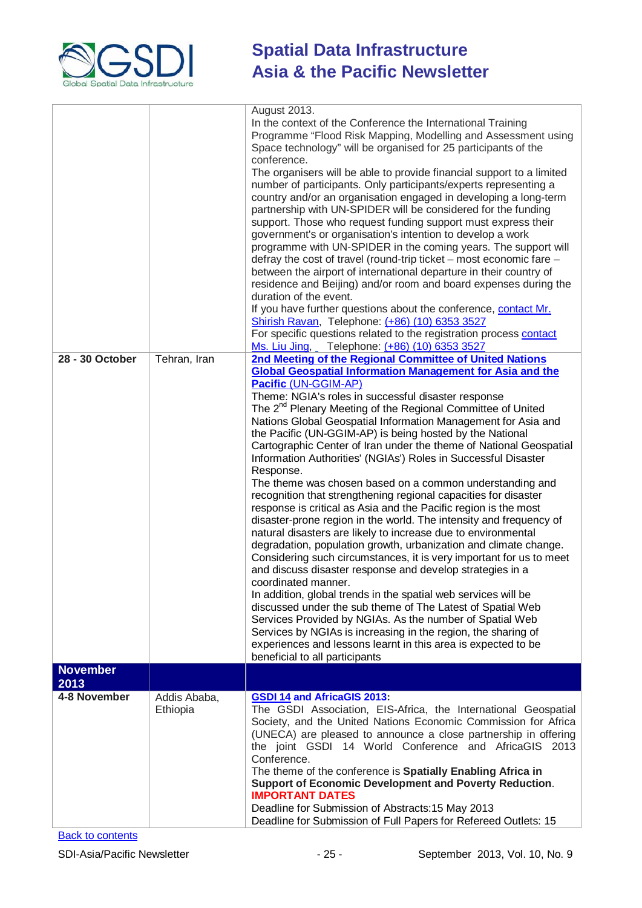| | | |
|---|---|---|
| | | August 2013.<br>In the context of the Conference the International Training Programme "Flood Risk Mapping, Modelling and Assessment using Space technology" will be organised for 25 participants of the conference.<br>The organisers will be able to provide financial support to a limited number of participants. Only participants/experts representing a country and/or an organisation engaged in developing a long-term partnership with UN-SPIDER will be considered for the funding support. Those who request funding support must express their government's or organisation's intention to develop a work programme with UN-SPIDER in the coming years. The support will defray the cost of travel (round-trip ticket – most economic fare – between the airport of international departure in their country of residence and Beijing) and/or room and board expenses during the duration of the event.<br>If you have further questions about the conference, contact Mr. Shirish Ravan, Telephone: (+86) (10) 6353 3527<br>For specific questions related to the registration process contact Ms. Liu Jing, Telephone: (+86) (10) 6353 3527 |
| **28 - 30 October** | Tehran, Iran | **2nd Meeting of the Regional Committee of United Nations Global Geospatial Information Management for Asia and the Pacific** (UN-GGIM-AP)<br>Theme: NGIA's roles in successful disaster response<br>The 2nd Plenary Meeting of the Regional Committee of United Nations Global Geospatial Information Management for Asia and the Pacific (UN-GGIM-AP) is being hosted by the National Cartographic Center of Iran under the theme of National Geospatial Information Authorities' (NGIAs') Roles in Successful Disaster Response.<br>The theme was chosen based on a common understanding and recognition that strengthening regional capacities for disaster response is critical as Asia and the Pacific region is the most disaster-prone region in the world. The intensity and frequency of natural disasters are likely to increase due to environmental degradation, population growth, urbanization and climate change. Considering such circumstances, it is very important for us to meet and discuss disaster response and develop strategies in a coordinated manner.<br>In addition, global trends in the spatial web services will be discussed under the sub theme of The Latest of Spatial Web Services Provided by NGIAs. As the number of Spatial Web Services by NGIAs is increasing in the region, the sharing of experiences and lessons learnt in this area is expected to be beneficial to all participants |
| **November 2013** | | |
| **4-8 November** | Addis Ababa, Ethiopia | **GSDI 14 and AfricaGIS 2013:**<br>The GSDI Association, EIS-Africa, the International Geospatial Society, and the United Nations Economic Commission for Africa (UNECA) are pleased to announce a close partnership in offering the joint GSDI 14 World Conference and AfricaGIS 2013 Conference.<br>The theme of the conference is **Spatially Enabling Africa in Support of Economic Development and Poverty Reduction**.<br>**IMPORTANT DATES**<br>Deadline for Submission of Abstracts:15 May 2013<br>Deadline for Submission of Full Papers for Refereed Outlets: 15 |

Back to contents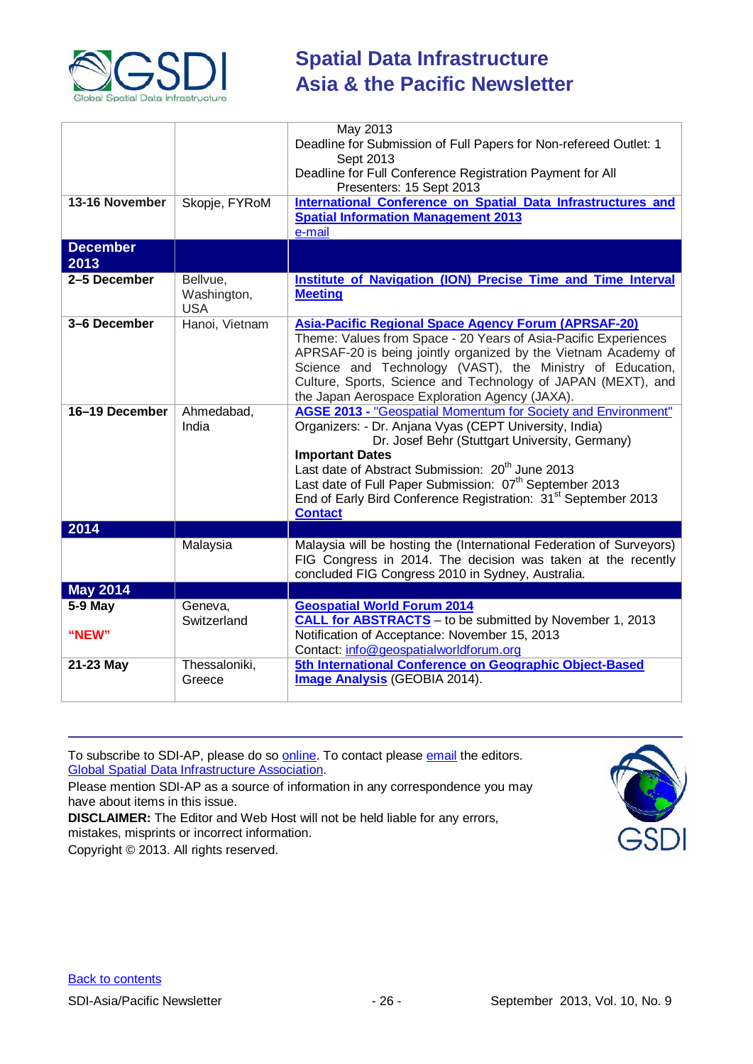| | | |
|---|---|---|
| | | May 2013<br>Deadline for Submission of Full Papers for Non-refereed Outlet: 1 Sept 2013<br>Deadline for Full Conference Registration Payment for All Presenters: 15 Sept 2013 |
| **13-16 November** | Skopje, FYRoM | **International Conference on Spatial Data Infrastructures and Spatial Information Management 2013**<br>e-mail |
| **December 2013** | | |
| **2–5 December** | Bellvue, Washington, USA | **Institute of Navigation (ION) Precise Time and Time Interval Meeting** |
| **3–6 December** | Hanoi, Vietnam | **Asia-Pacific Regional Space Agency Forum (APRSAF-20)**<br>Theme: Values from Space - 20 Years of Asia-Pacific Experiences<br>APRSAF-20 is being jointly organized by the Vietnam Academy of Science and Technology (VAST), the Ministry of Education, Culture, Sports, Science and Technology of JAPAN (MEXT), and the Japan Aerospace Exploration Agency (JAXA). |
| **16–19 December** | Ahmedabad, India | **AGSE 2013 -** "Geospatial Momentum for Society and Environment"<br>Organizers: - Dr. Anjana Vyas (CEPT University, India)<br>Dr. Josef Behr (Stuttgart University, Germany)<br>**Important Dates**<br>Last date of Abstract Submission: 20th June 2013<br>Last date of Full Paper Submission: 07th September 2013<br>End of Early Bird Conference Registration: 31st September 2013<br>**Contact** |
| **2014** | | |
| | Malaysia | Malaysia will be hosting the (International Federation of Surveyors) FIG Congress in 2014. The decision was taken at the recently concluded FIG Congress 2010 in Sydney, Australia. |
| **May 2014** | | |
| **5-9 May**<br><br>**"NEW"** | Geneva, Switzerland | **Geospatial World Forum 2014**<br>**CALL for ABSTRACTS** – to be submitted by November 1, 2013<br>Notification of Acceptance: November 15, 2013<br>Contact: info@geospatialworldforum.org |
| **21-23 May** | Thessaloniki, Greece | **5th International Conference on Geographic Object-Based Image Analysis** (GEOBIA 2014). |

To subscribe to SDI-AP, please do so online. To contact please email the editors.
Global Spatial Data Infrastructure Association.
Please mention SDI-AP as a source of information in any correspondence you may have about items in this issue.
**DISCLAIMER:** The Editor and Web Host will not be held liable for any errors, mistakes, misprints or incorrect information.
Copyright © 2013. All rights reserved.

Back to contents